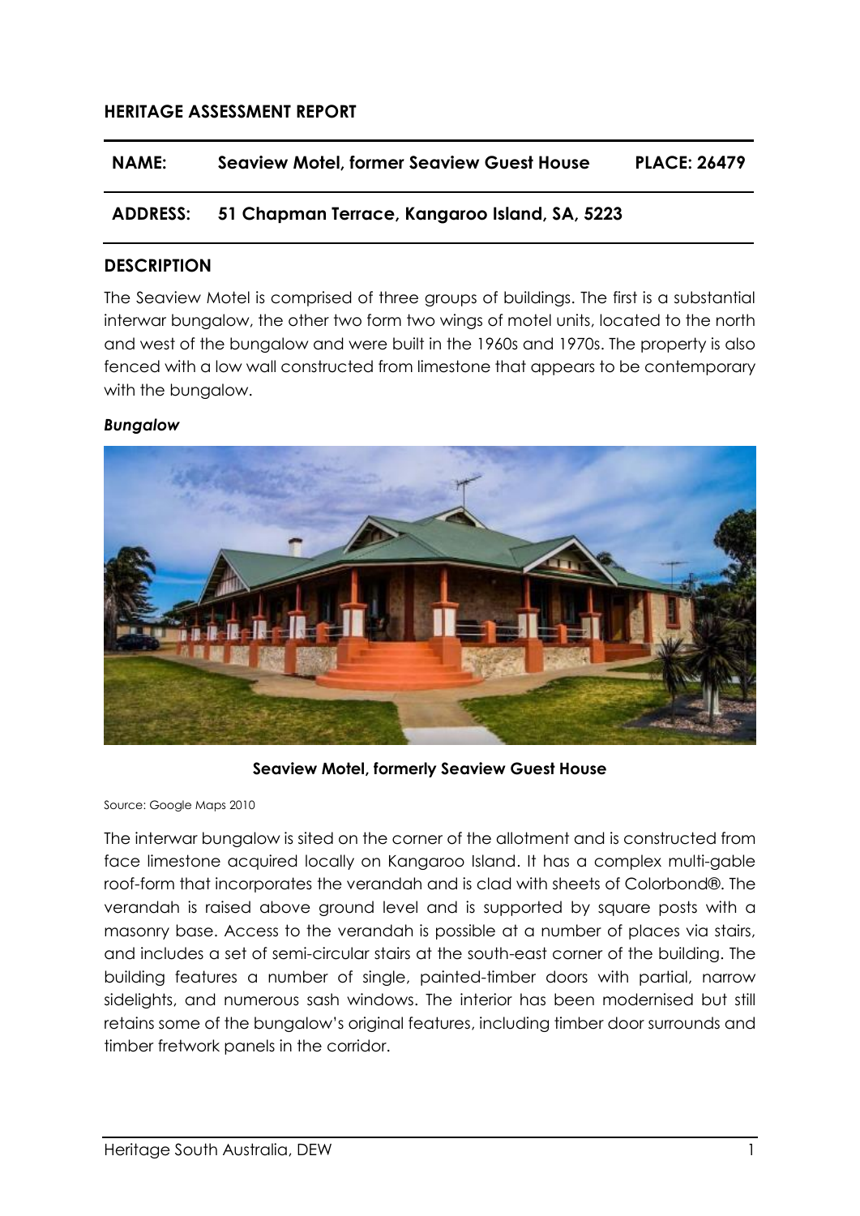# HERITAGE ASSESSMENT REPORT

| NAME: | Seaview Motel, former Seaview Guest House | PLACE: 26479 |
|---|---|---|
| ADDRESS: | 51 Chapman Terrace, Kangaroo Island, SA, 5223 | |

## DESCRIPTION

The Seaview Motel is comprised of three groups of buildings. The first is a substantial interwar bungalow, the other two form two wings of motel units, located to the north and west of the bungalow and were built in the 1960s and 1970s. The property is also fenced with a low wall constructed from limestone that appears to be contemporary with the bungalow.

***Bungalow***

**Seaview Motel, formerly Seaview Guest House**

Source: Google Maps 2010

The interwar bungalow is sited on the corner of the allotment and is constructed from face limestone acquired locally on Kangaroo Island. It has a complex multi-gable roof-form that incorporates the verandah and is clad with sheets of Colorbond®. The verandah is raised above ground level and is supported by square posts with a masonry base. Access to the verandah is possible at a number of places via stairs, and includes a set of semi-circular stairs at the south-east corner of the building. The building features a number of single, painted-timber doors with partial, narrow sidelights, and numerous sash windows. The interior has been modernised but still retains some of the bungalow's original features, including timber door surrounds and timber fretwork panels in the corridor.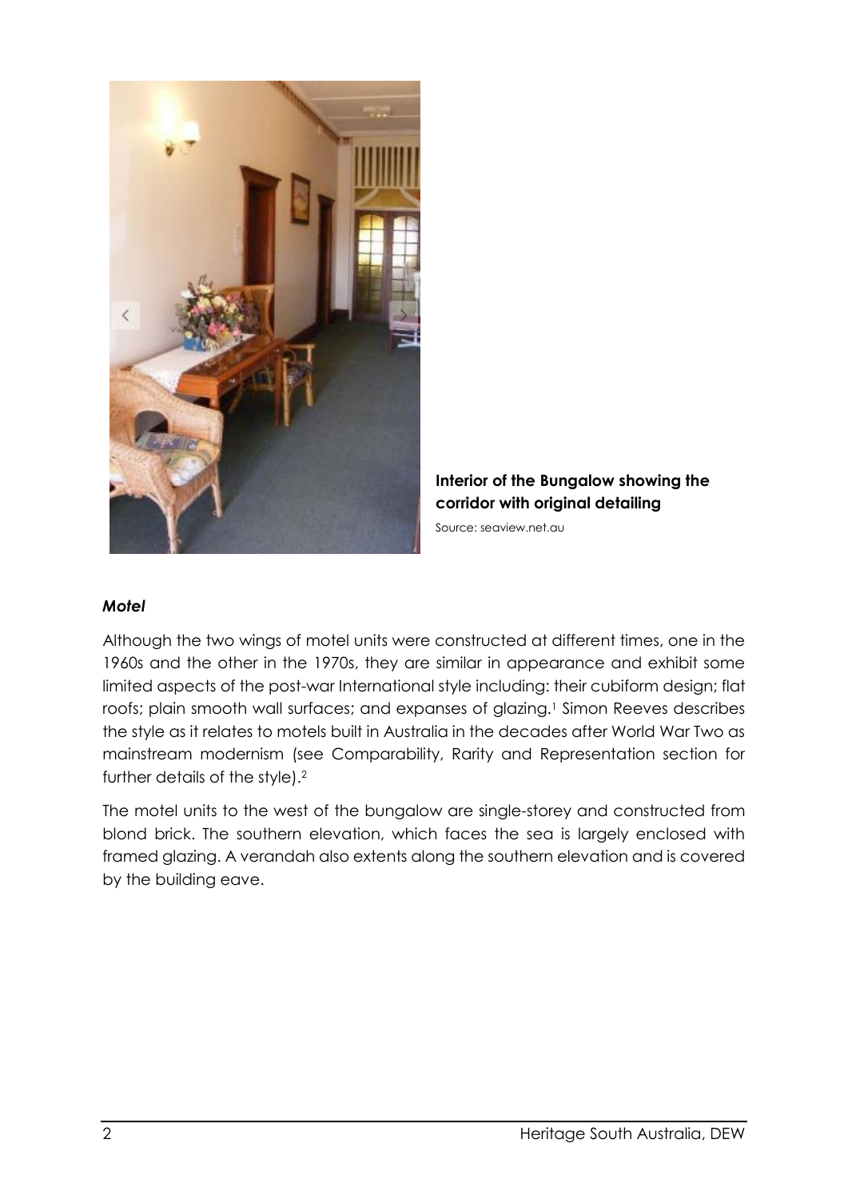**Interior of the Bungalow showing the corridor with original detailing**

Source: seaview.net.au

### *Motel*

Although the two wings of motel units were constructed at different times, one in the 1960s and the other in the 1970s, they are similar in appearance and exhibit some limited aspects of the post-war International style including: their cubiform design; flat roofs; plain smooth wall surfaces; and expanses of glazing.[1] Simon Reeves describes the style as it relates to motels built in Australia in the decades after World War Two as mainstream modernism (see Comparability, Rarity and Representation section for further details of the style).[2]

The motel units to the west of the bungalow are single-storey and constructed from blond brick. The southern elevation, which faces the sea is largely enclosed with framed glazing. A verandah also extents along the southern elevation and is covered by the building eave.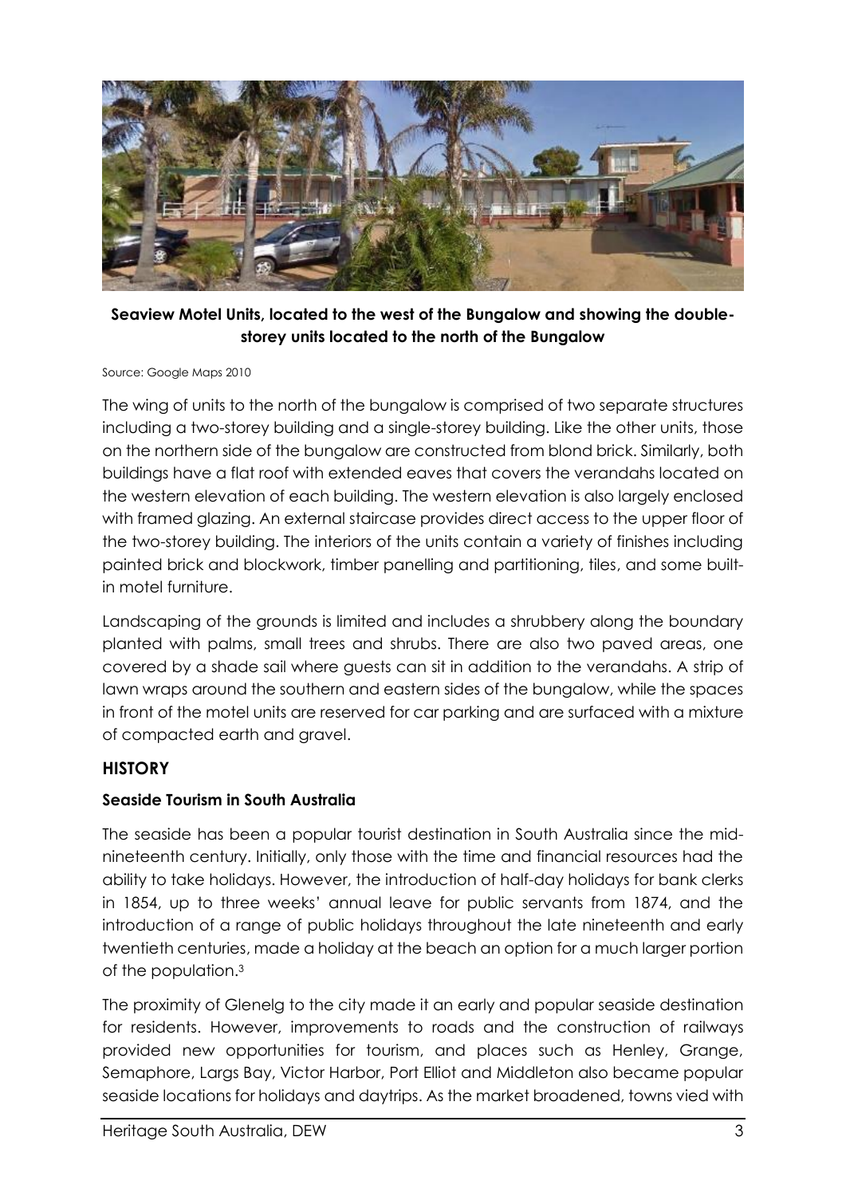**Seaview Motel Units, located to the west of the Bungalow and showing the double-storey units located to the north of the Bungalow**

Source: Google Maps 2010

The wing of units to the north of the bungalow is comprised of two separate structures including a two-storey building and a single-storey building. Like the other units, those on the northern side of the bungalow are constructed from blond brick. Similarly, both buildings have a flat roof with extended eaves that covers the verandahs located on the western elevation of each building. The western elevation is also largely enclosed with framed glazing. An external staircase provides direct access to the upper floor of the two-storey building. The interiors of the units contain a variety of finishes including painted brick and blockwork, timber panelling and partitioning, tiles, and some built-in motel furniture.

Landscaping of the grounds is limited and includes a shrubbery along the boundary planted with palms, small trees and shrubs. There are also two paved areas, one covered by a shade sail where guests can sit in addition to the verandahs. A strip of lawn wraps around the southern and eastern sides of the bungalow, while the spaces in front of the motel units are reserved for car parking and are surfaced with a mixture of compacted earth and gravel.

## HISTORY

### Seaside Tourism in South Australia

The seaside has been a popular tourist destination in South Australia since the mid-nineteenth century. Initially, only those with the time and financial resources had the ability to take holidays. However, the introduction of half-day holidays for bank clerks in 1854, up to three weeks' annual leave for public servants from 1874, and the introduction of a range of public holidays throughout the late nineteenth and early twentieth centuries, made a holiday at the beach an option for a much larger portion of the population.[3]

The proximity of Glenelg to the city made it an early and popular seaside destination for residents. However, improvements to roads and the construction of railways provided new opportunities for tourism, and places such as Henley, Grange, Semaphore, Largs Bay, Victor Harbor, Port Elliot and Middleton also became popular seaside locations for holidays and daytrips. As the market broadened, towns vied with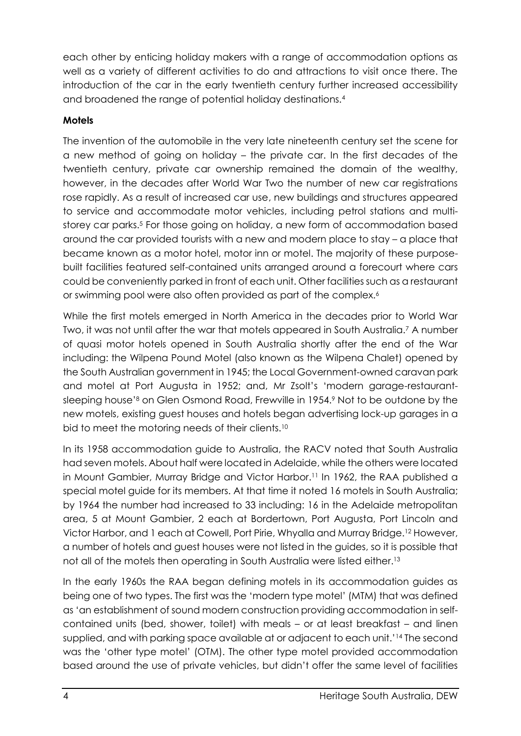each other by enticing holiday makers with a range of accommodation options as well as a variety of different activities to do and attractions to visit once there. The introduction of the car in the early twentieth century further increased accessibility and broadened the range of potential holiday destinations.[4]

**Motels**

The invention of the automobile in the very late nineteenth century set the scene for a new method of going on holiday – the private car. In the first decades of the twentieth century, private car ownership remained the domain of the wealthy, however, in the decades after World War Two the number of new car registrations rose rapidly. As a result of increased car use, new buildings and structures appeared to service and accommodate motor vehicles, including petrol stations and multi-storey car parks.[5] For those going on holiday, a new form of accommodation based around the car provided tourists with a new and modern place to stay – a place that became known as a motor hotel, motor inn or motel. The majority of these purpose-built facilities featured self-contained units arranged around a forecourt where cars could be conveniently parked in front of each unit. Other facilities such as a restaurant or swimming pool were also often provided as part of the complex.[6]

While the first motels emerged in North America in the decades prior to World War Two, it was not until after the war that motels appeared in South Australia.[7] A number of quasi motor hotels opened in South Australia shortly after the end of the War including: the Wilpena Pound Motel (also known as the Wilpena Chalet) opened by the South Australian government in 1945; the Local Government-owned caravan park and motel at Port Augusta in 1952; and, Mr Zsolt's 'modern garage-restaurant-sleeping house'[8] on Glen Osmond Road, Frewville in 1954.[9] Not to be outdone by the new motels, existing guest houses and hotels began advertising lock-up garages in a bid to meet the motoring needs of their clients.[10]

In its 1958 accommodation guide to Australia, the RACV noted that South Australia had seven motels. About half were located in Adelaide, while the others were located in Mount Gambier, Murray Bridge and Victor Harbor.[11] In 1962, the RAA published a special motel guide for its members. At that time it noted 16 motels in South Australia; by 1964 the number had increased to 33 including: 16 in the Adelaide metropolitan area, 5 at Mount Gambier, 2 each at Bordertown, Port Augusta, Port Lincoln and Victor Harbor, and 1 each at Cowell, Port Pirie, Whyalla and Murray Bridge.[12] However, a number of hotels and guest houses were not listed in the guides, so it is possible that not all of the motels then operating in South Australia were listed either.[13]

In the early 1960s the RAA began defining motels in its accommodation guides as being one of two types. The first was the 'modern type motel' (MTM) that was defined as 'an establishment of sound modern construction providing accommodation in self-contained units (bed, shower, toilet) with meals – or at least breakfast – and linen supplied, and with parking space available at or adjacent to each unit.'[14] The second was the 'other type motel' (OTM). The other type motel provided accommodation based around the use of private vehicles, but didn't offer the same level of facilities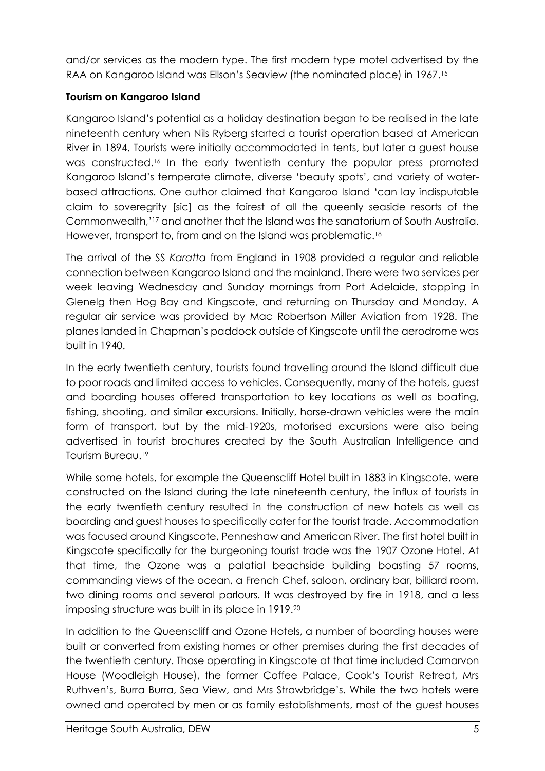and/or services as the modern type. The first modern type motel advertised by the RAA on Kangaroo Island was Ellson's Seaview (the nominated place) in 1967.[15]

**Tourism on Kangaroo Island**

Kangaroo Island's potential as a holiday destination began to be realised in the late nineteenth century when Nils Ryberg started a tourist operation based at American River in 1894. Tourists were initially accommodated in tents, but later a guest house was constructed.[16] In the early twentieth century the popular press promoted Kangaroo Island's temperate climate, diverse 'beauty spots', and variety of water-based attractions. One author claimed that Kangaroo Island 'can lay indisputable claim to soveregrity [sic] as the fairest of all the queenly seaside resorts of the Commonwealth,'[17] and another that the Island was the sanatorium of South Australia. However, transport to, from and on the Island was problematic.[18]

The arrival of the SS *Karatta* from England in 1908 provided a regular and reliable connection between Kangaroo Island and the mainland. There were two services per week leaving Wednesday and Sunday mornings from Port Adelaide, stopping in Glenelg then Hog Bay and Kingscote, and returning on Thursday and Monday. A regular air service was provided by Mac Robertson Miller Aviation from 1928. The planes landed in Chapman's paddock outside of Kingscote until the aerodrome was built in 1940.

In the early twentieth century, tourists found travelling around the Island difficult due to poor roads and limited access to vehicles. Consequently, many of the hotels, guest and boarding houses offered transportation to key locations as well as boating, fishing, shooting, and similar excursions. Initially, horse-drawn vehicles were the main form of transport, but by the mid-1920s, motorised excursions were also being advertised in tourist brochures created by the South Australian Intelligence and Tourism Bureau.[19]

While some hotels, for example the Queenscliff Hotel built in 1883 in Kingscote, were constructed on the Island during the late nineteenth century, the influx of tourists in the early twentieth century resulted in the construction of new hotels as well as boarding and guest houses to specifically cater for the tourist trade. Accommodation was focused around Kingscote, Penneshaw and American River. The first hotel built in Kingscote specifically for the burgeoning tourist trade was the 1907 Ozone Hotel. At that time, the Ozone was a palatial beachside building boasting 57 rooms, commanding views of the ocean, a French Chef, saloon, ordinary bar, billiard room, two dining rooms and several parlours. It was destroyed by fire in 1918, and a less imposing structure was built in its place in 1919.[20]

In addition to the Queenscliff and Ozone Hotels, a number of boarding houses were built or converted from existing homes or other premises during the first decades of the twentieth century. Those operating in Kingscote at that time included Carnarvon House (Woodleigh House), the former Coffee Palace, Cook's Tourist Retreat, Mrs Ruthven's, Burra Burra, Sea View, and Mrs Strawbridge's. While the two hotels were owned and operated by men or as family establishments, most of the guest houses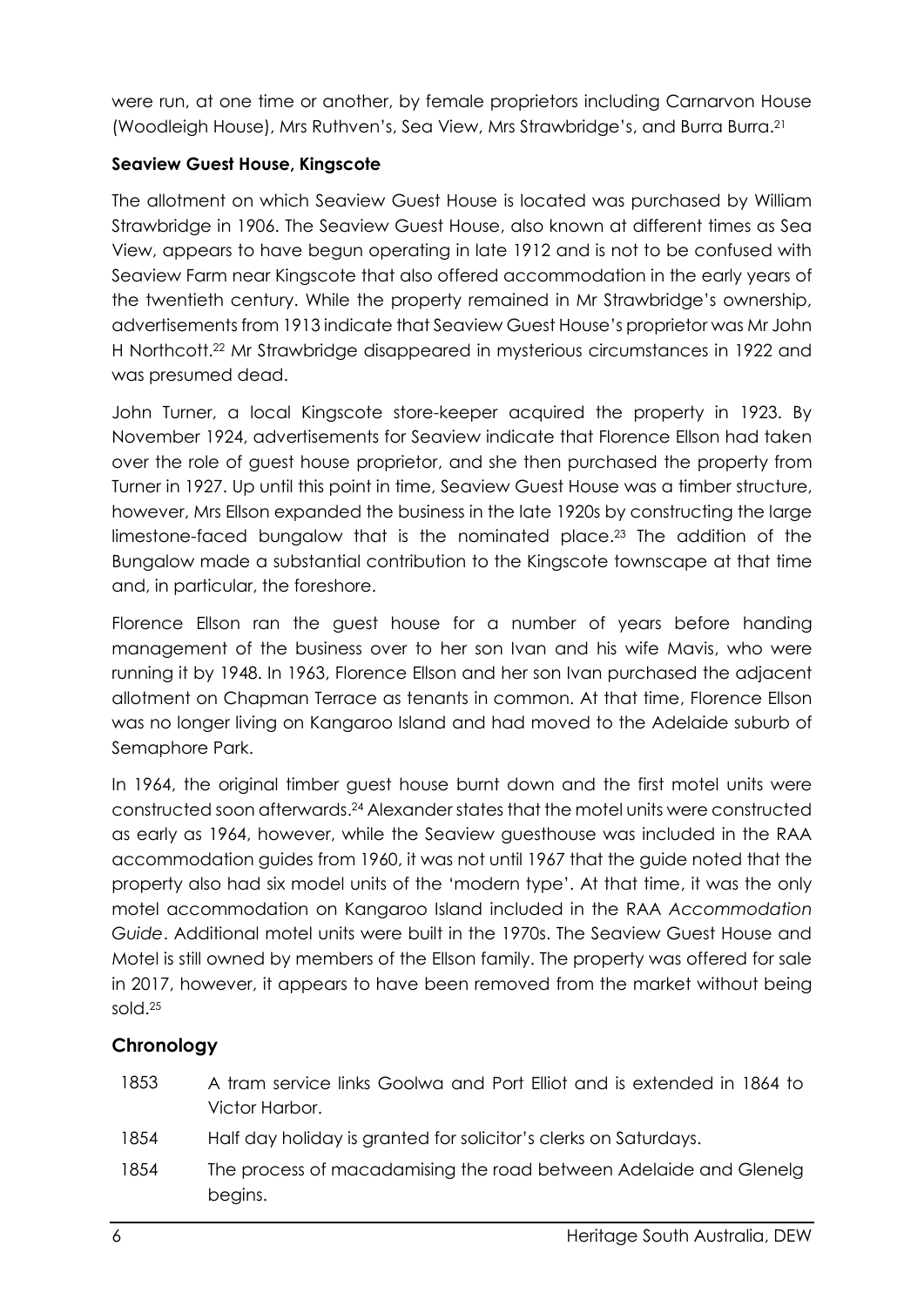were run, at one time or another, by female proprietors including Carnarvon House (Woodleigh House), Mrs Ruthven's, Sea View, Mrs Strawbridge's, and Burra Burra.[21]

**Seaview Guest House, Kingscote**

The allotment on which Seaview Guest House is located was purchased by William Strawbridge in 1906. The Seaview Guest House, also known at different times as Sea View, appears to have begun operating in late 1912 and is not to be confused with Seaview Farm near Kingscote that also offered accommodation in the early years of the twentieth century. While the property remained in Mr Strawbridge's ownership, advertisements from 1913 indicate that Seaview Guest House's proprietor was Mr John H Northcott.[22] Mr Strawbridge disappeared in mysterious circumstances in 1922 and was presumed dead.

John Turner, a local Kingscote store-keeper acquired the property in 1923. By November 1924, advertisements for Seaview indicate that Florence Ellson had taken over the role of guest house proprietor, and she then purchased the property from Turner in 1927. Up until this point in time, Seaview Guest House was a timber structure, however, Mrs Ellson expanded the business in the late 1920s by constructing the large limestone-faced bungalow that is the nominated place.[23] The addition of the Bungalow made a substantial contribution to the Kingscote townscape at that time and, in particular, the foreshore.

Florence Ellson ran the guest house for a number of years before handing management of the business over to her son Ivan and his wife Mavis, who were running it by 1948. In 1963, Florence Ellson and her son Ivan purchased the adjacent allotment on Chapman Terrace as tenants in common. At that time, Florence Ellson was no longer living on Kangaroo Island and had moved to the Adelaide suburb of Semaphore Park.

In 1964, the original timber guest house burnt down and the first motel units were constructed soon afterwards.[24] Alexander states that the motel units were constructed as early as 1964, however, while the Seaview guesthouse was included in the RAA accommodation guides from 1960, it was not until 1967 that the guide noted that the property also had six model units of the 'modern type'. At that time, it was the only motel accommodation on Kangaroo Island included in the RAA *Accommodation Guide*. Additional motel units were built in the 1970s. The Seaview Guest House and Motel is still owned by members of the Ellson family. The property was offered for sale in 2017, however, it appears to have been removed from the market without being sold.[25]

## Chronology

| | |
|---|---|
| 1853 | A tram service links Goolwa and Port Elliot and is extended in 1864 to Victor Harbor. |
| 1854 | Half day holiday is granted for solicitor's clerks on Saturdays. |
| 1854 | The process of macadamising the road between Adelaide and Glenelg begins. |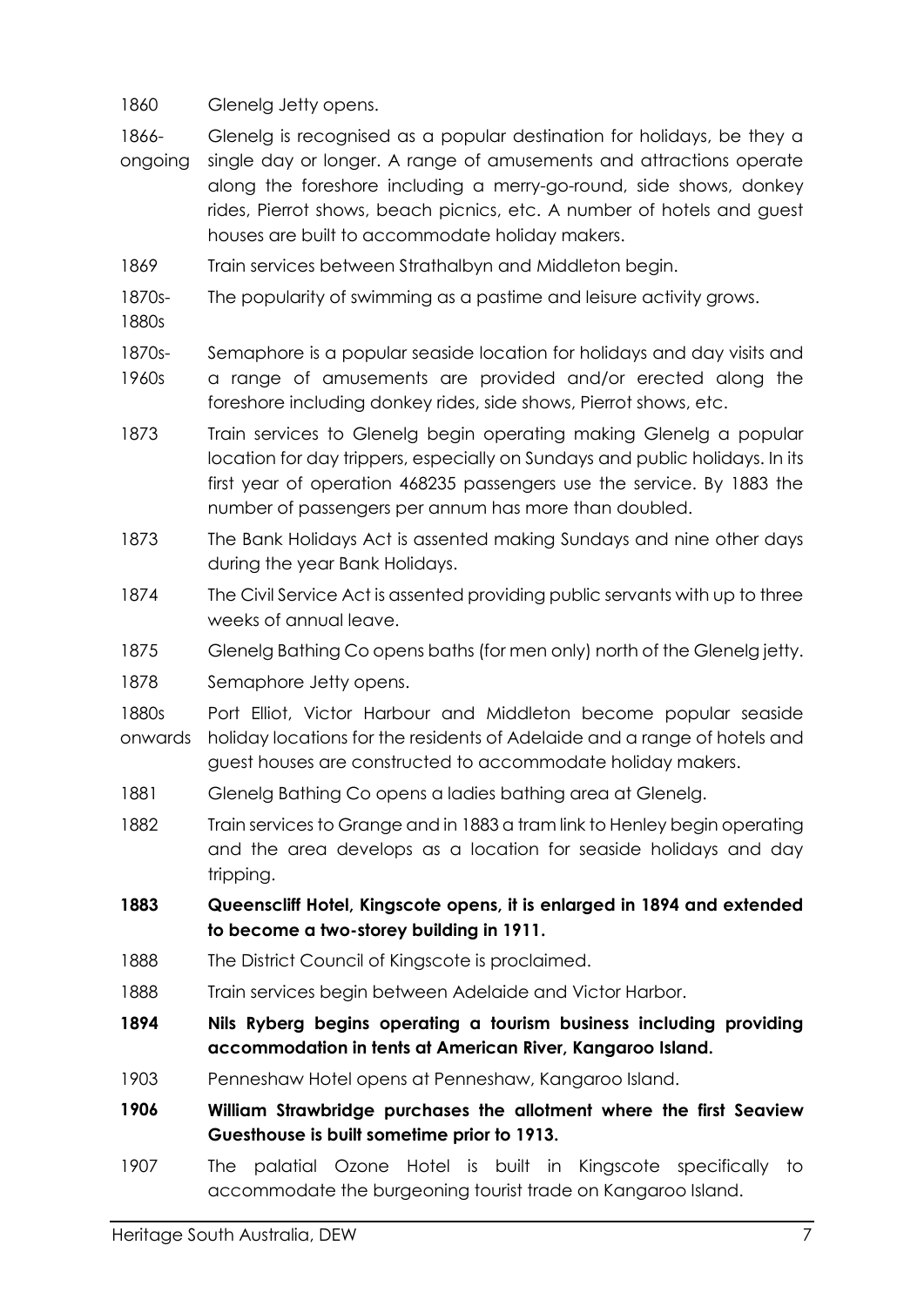| | |
|---|---|
| 1860 | Glenelg Jetty opens. |
| 1866-ongoing | Glenelg is recognised as a popular destination for holidays, be they a single day or longer. A range of amusements and attractions operate along the foreshore including a merry-go-round, side shows, donkey rides, Pierrot shows, beach picnics, etc. A number of hotels and guest houses are built to accommodate holiday makers. |
| 1869 | Train services between Strathalbyn and Middleton begin. |
| 1870s-1880s | The popularity of swimming as a pastime and leisure activity grows. |
| 1870s-1960s | Semaphore is a popular seaside location for holidays and day visits and a range of amusements are provided and/or erected along the foreshore including donkey rides, side shows, Pierrot shows, etc. |
| 1873 | Train services to Glenelg begin operating making Glenelg a popular location for day trippers, especially on Sundays and public holidays. In its first year of operation 468235 passengers use the service. By 1883 the number of passengers per annum has more than doubled. |
| 1873 | The Bank Holidays Act is assented making Sundays and nine other days during the year Bank Holidays. |
| 1874 | The Civil Service Act is assented providing public servants with up to three weeks of annual leave. |
| 1875 | Glenelg Bathing Co opens baths (for men only) north of the Glenelg jetty. |
| 1878 | Semaphore Jetty opens. |
| 1880s onwards | Port Elliot, Victor Harbour and Middleton become popular seaside holiday locations for the residents of Adelaide and a range of hotels and guest houses are constructed to accommodate holiday makers. |
| 1881 | Glenelg Bathing Co opens a ladies bathing area at Glenelg. |
| 1882 | Train services to Grange and in 1883 a tram link to Henley begin operating and the area develops as a location for seaside holidays and day tripping. |
| **1883** | **Queenscliff Hotel, Kingscote opens, it is enlarged in 1894 and extended to become a two-storey building in 1911.** |
| 1888 | The District Council of Kingscote is proclaimed. |
| 1888 | Train services begin between Adelaide and Victor Harbor. |
| **1894** | **Nils Ryberg begins operating a tourism business including providing accommodation in tents at American River, Kangaroo Island.** |
| 1903 | Penneshaw Hotel opens at Penneshaw, Kangaroo Island. |
| **1906** | **William Strawbridge purchases the allotment where the first Seaview Guesthouse is built sometime prior to 1913.** |
| 1907 | The palatial Ozone Hotel is built in Kingscote specifically to accommodate the burgeoning tourist trade on Kangaroo Island. |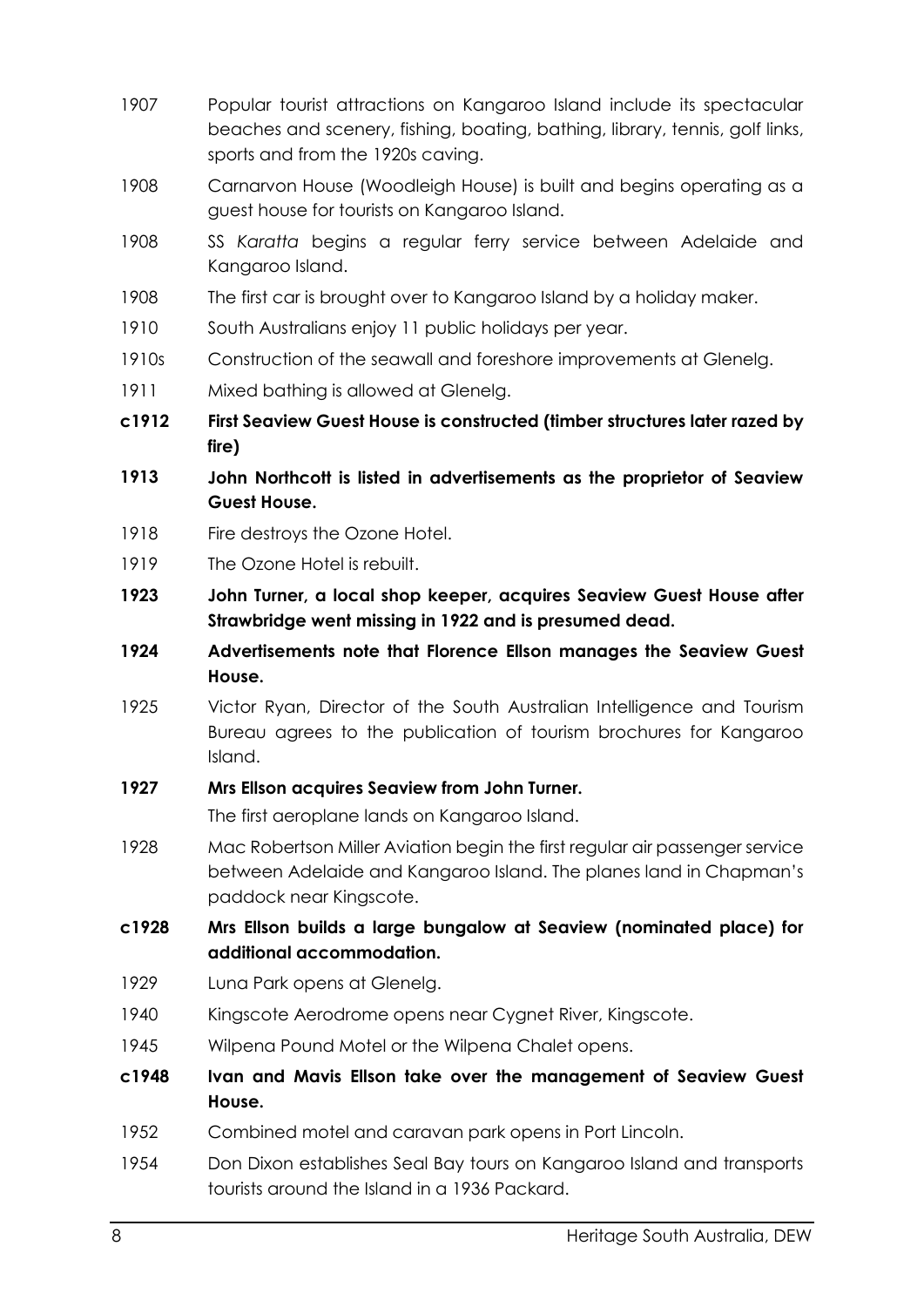| | |
|---|---|
| 1907 | Popular tourist attractions on Kangaroo Island include its spectacular beaches and scenery, fishing, boating, bathing, library, tennis, golf links, sports and from the 1920s caving. |
| 1908 | Carnarvon House (Woodleigh House) is built and begins operating as a guest house for tourists on Kangaroo Island. |
| 1908 | SS *Karatta* begins a regular ferry service between Adelaide and Kangaroo Island. |
| 1908 | The first car is brought over to Kangaroo Island by a holiday maker. |
| 1910 | South Australians enjoy 11 public holidays per year. |
| 1910s | Construction of the seawall and foreshore improvements at Glenelg. |
| 1911 | Mixed bathing is allowed at Glenelg. |
| **c1912** | **First Seaview Guest House is constructed (timber structures later razed by fire)** |
| **1913** | **John Northcott is listed in advertisements as the proprietor of Seaview Guest House.** |
| 1918 | Fire destroys the Ozone Hotel. |
| 1919 | The Ozone Hotel is rebuilt. |
| **1923** | **John Turner, a local shop keeper, acquires Seaview Guest House after Strawbridge went missing in 1922 and is presumed dead.** |
| **1924** | **Advertisements note that Florence Ellson manages the Seaview Guest House.** |
| 1925 | Victor Ryan, Director of the South Australian Intelligence and Tourism Bureau agrees to the publication of tourism brochures for Kangaroo Island. |
| **1927** | **Mrs Ellson acquires Seaview from John Turner.** The first aeroplane lands on Kangaroo Island. |
| 1928 | Mac Robertson Miller Aviation begin the first regular air passenger service between Adelaide and Kangaroo Island. The planes land in Chapman's paddock near Kingscote. |
| **c1928** | **Mrs Ellson builds a large bungalow at Seaview (nominated place) for additional accommodation.** |
| 1929 | Luna Park opens at Glenelg. |
| 1940 | Kingscote Aerodrome opens near Cygnet River, Kingscote. |
| 1945 | Wilpena Pound Motel or the Wilpena Chalet opens. |
| **c1948** | **Ivan and Mavis Ellson take over the management of Seaview Guest House.** |
| 1952 | Combined motel and caravan park opens in Port Lincoln. |
| 1954 | Don Dixon establishes Seal Bay tours on Kangaroo Island and transports tourists around the Island in a 1936 Packard. |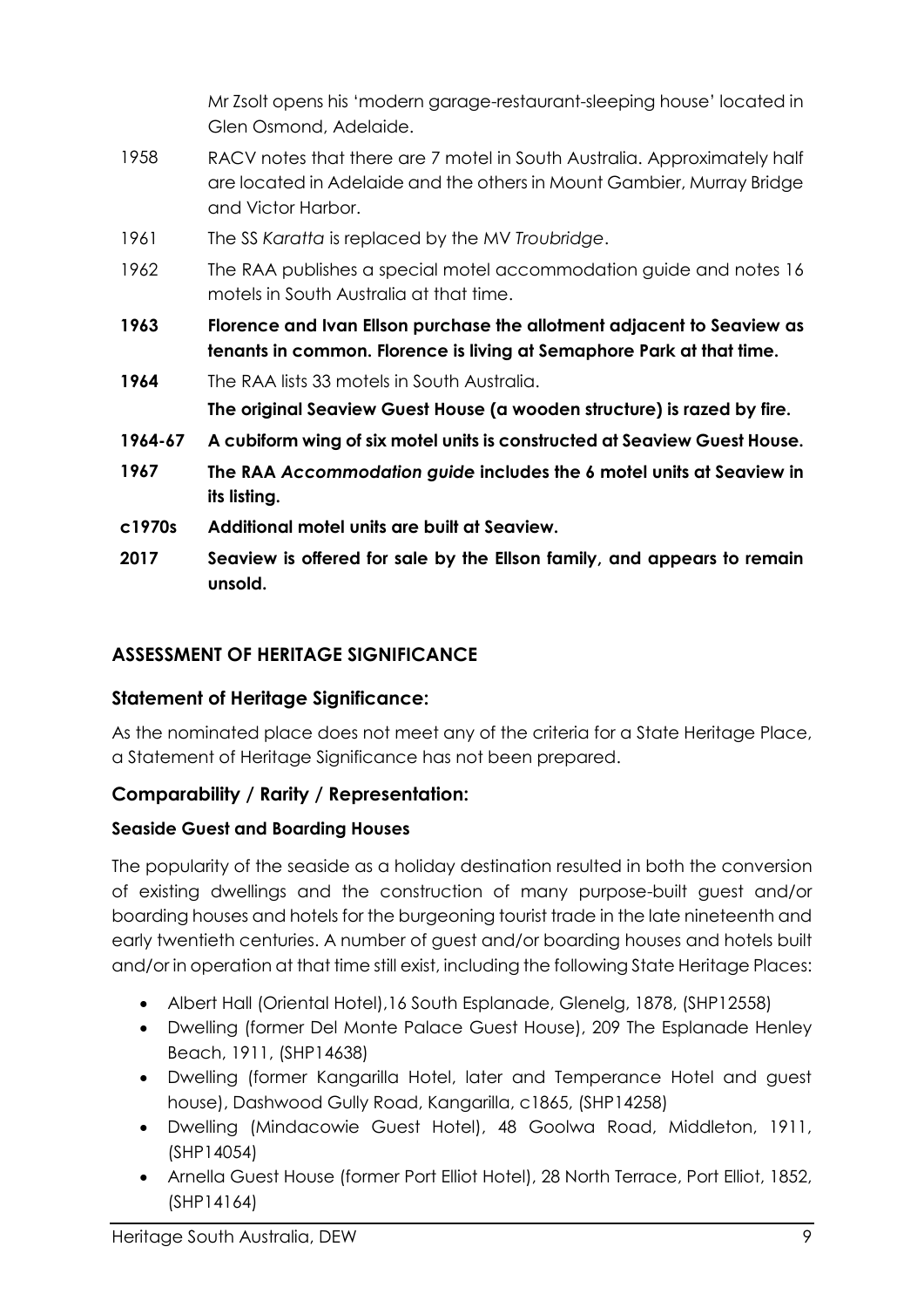| | |
|---|---|
| | Mr Zsolt opens his 'modern garage-restaurant-sleeping house' located in Glen Osmond, Adelaide. |
| 1958 | RACV notes that there are 7 motel in South Australia. Approximately half are located in Adelaide and the others in Mount Gambier, Murray Bridge and Victor Harbor. |
| 1961 | The SS *Karatta* is replaced by the MV *Troubridge*. |
| 1962 | The RAA publishes a special motel accommodation guide and notes 16 motels in South Australia at that time. |
| **1963** | **Florence and Ivan Ellson purchase the allotment adjacent to Seaview as tenants in common. Florence is living at Semaphore Park at that time.** |
| **1964** | The RAA lists 33 motels in South Australia.<br>**The original Seaview Guest House (a wooden structure) is razed by fire.** |
| **1964-67** | **A cubiform wing of six motel units is constructed at Seaview Guest House.** |
| **1967** | **The RAA *Accommodation guide* includes the 6 motel units at Seaview in its listing.** |
| **c1970s** | **Additional motel units are built at Seaview.** |
| **2017** | **Seaview is offered for sale by the Ellson family, and appears to remain unsold.** |

## ASSESSMENT OF HERITAGE SIGNIFICANCE

### Statement of Heritage Significance:

As the nominated place does not meet any of the criteria for a State Heritage Place, a Statement of Heritage Significance has not been prepared.

### Comparability / Rarity / Representation:

#### Seaside Guest and Boarding Houses

The popularity of the seaside as a holiday destination resulted in both the conversion of existing dwellings and the construction of many purpose-built guest and/or boarding houses and hotels for the burgeoning tourist trade in the late nineteenth and early twentieth centuries. A number of guest and/or boarding houses and hotels built and/or in operation at that time still exist, including the following State Heritage Places:

- Albert Hall (Oriental Hotel),16 South Esplanade, Glenelg, 1878, (SHP12558)
- Dwelling (former Del Monte Palace Guest House), 209 The Esplanade Henley Beach, 1911, (SHP14638)
- Dwelling (former Kangarilla Hotel, later and Temperance Hotel and guest house), Dashwood Gully Road, Kangarilla, c1865, (SHP14258)
- Dwelling (Mindacowie Guest Hotel), 48 Goolwa Road, Middleton, 1911, (SHP14054)
- Arnella Guest House (former Port Elliot Hotel), 28 North Terrace, Port Elliot, 1852, (SHP14164)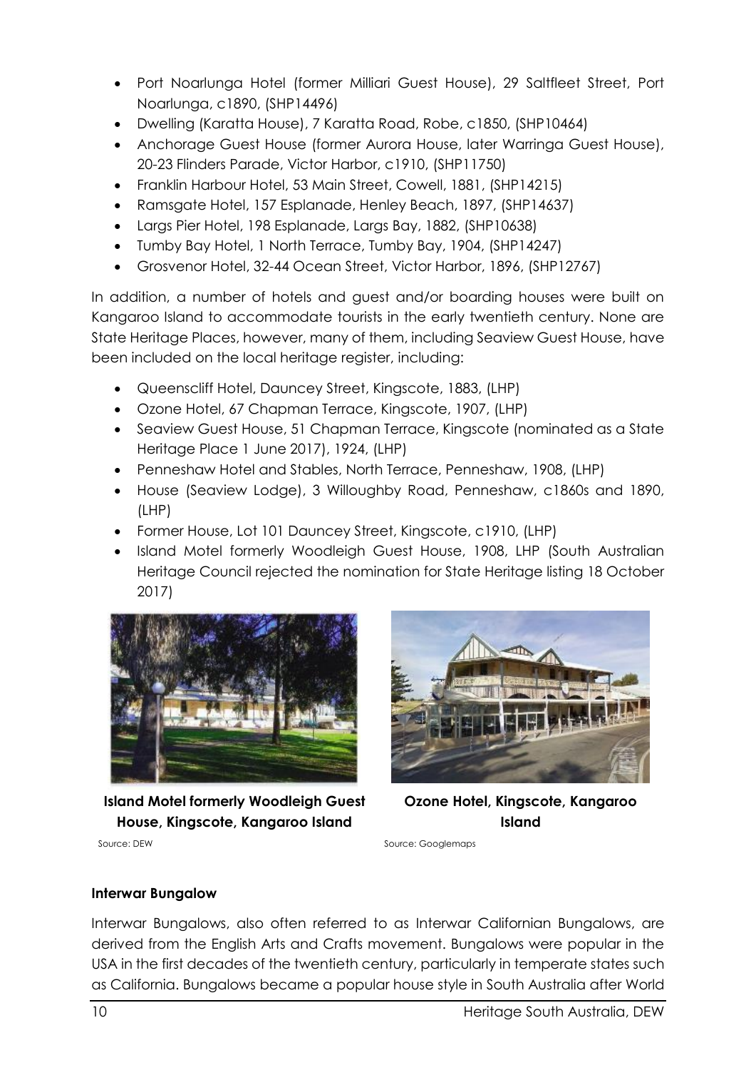- Port Noarlunga Hotel (former Milliari Guest House), 29 Saltfleet Street, Port Noarlunga, c1890, (SHP14496)
- Dwelling (Karatta House), 7 Karatta Road, Robe, c1850, (SHP10464)
- Anchorage Guest House (former Aurora House, later Warringa Guest House), 20-23 Flinders Parade, Victor Harbor, c1910, (SHP11750)
- Franklin Harbour Hotel, 53 Main Street, Cowell, 1881, (SHP14215)
- Ramsgate Hotel, 157 Esplanade, Henley Beach, 1897, (SHP14637)
- Largs Pier Hotel, 198 Esplanade, Largs Bay, 1882, (SHP10638)
- Tumby Bay Hotel, 1 North Terrace, Tumby Bay, 1904, (SHP14247)
- Grosvenor Hotel, 32-44 Ocean Street, Victor Harbor, 1896, (SHP12767)

In addition, a number of hotels and guest and/or boarding houses were built on Kangaroo Island to accommodate tourists in the early twentieth century. None are State Heritage Places, however, many of them, including Seaview Guest House, have been included on the local heritage register, including:

- Queenscliff Hotel, Dauncey Street, Kingscote, 1883, (LHP)
- Ozone Hotel, 67 Chapman Terrace, Kingscote, 1907, (LHP)
- Seaview Guest House, 51 Chapman Terrace, Kingscote (nominated as a State Heritage Place 1 June 2017), 1924, (LHP)
- Penneshaw Hotel and Stables, North Terrace, Penneshaw, 1908, (LHP)
- House (Seaview Lodge), 3 Willoughby Road, Penneshaw, c1860s and 1890, (LHP)
- Former House, Lot 101 Dauncey Street, Kingscote, c1910, (LHP)
- Island Motel formerly Woodleigh Guest House, 1908, LHP (South Australian Heritage Council rejected the nomination for State Heritage listing 18 October 2017)

**Island Motel formerly Woodleigh Guest House, Kingscote, Kangaroo Island**

Source: DEW

**Ozone Hotel, Kingscote, Kangaroo Island**

Source: Googlemaps

**Interwar Bungalow**

Interwar Bungalows, also often referred to as Interwar Californian Bungalows, are derived from the English Arts and Crafts movement. Bungalows were popular in the USA in the first decades of the twentieth century, particularly in temperate states such as California. Bungalows became a popular house style in South Australia after World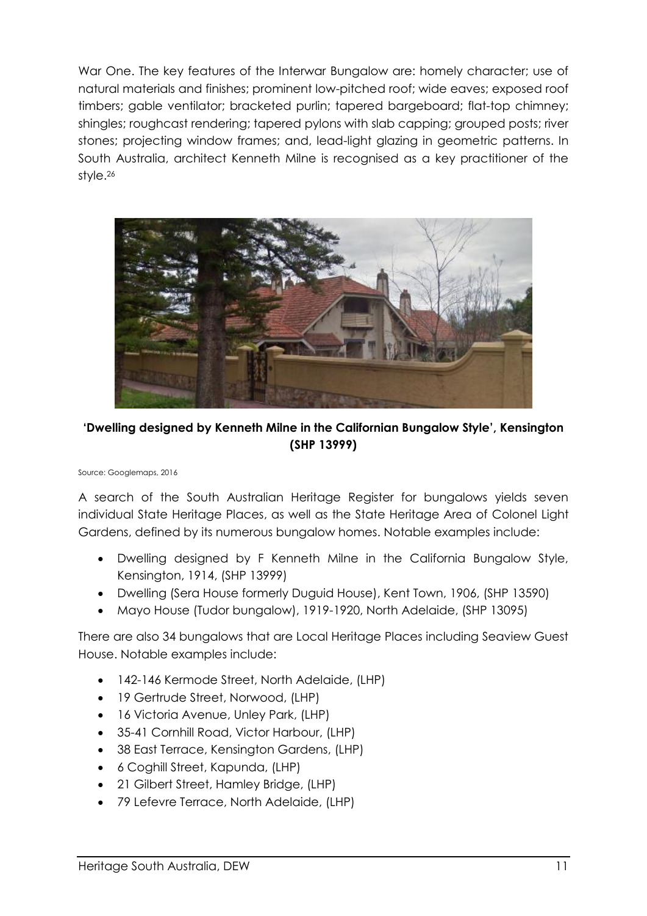War One. The key features of the Interwar Bungalow are: homely character; use of natural materials and finishes; prominent low-pitched roof; wide eaves; exposed roof timbers; gable ventilator; bracketed purlin; tapered bargeboard; flat-top chimney; shingles; roughcast rendering; tapered pylons with slab capping; grouped posts; river stones; projecting window frames; and, lead-light glazing in geometric patterns. In South Australia, architect Kenneth Milne is recognised as a key practitioner of the style.[26]

**'Dwelling designed by Kenneth Milne in the Californian Bungalow Style', Kensington (SHP 13999)**

Source: Googlemaps, 2016

A search of the South Australian Heritage Register for bungalows yields seven individual State Heritage Places, as well as the State Heritage Area of Colonel Light Gardens, defined by its numerous bungalow homes. Notable examples include:

- Dwelling designed by F Kenneth Milne in the California Bungalow Style, Kensington, 1914, (SHP 13999)
- Dwelling (Sera House formerly Duguid House), Kent Town, 1906, (SHP 13590)
- Mayo House (Tudor bungalow), 1919-1920, North Adelaide, (SHP 13095)

There are also 34 bungalows that are Local Heritage Places including Seaview Guest House. Notable examples include:

- 142-146 Kermode Street, North Adelaide, (LHP)
- 19 Gertrude Street, Norwood, (LHP)
- 16 Victoria Avenue, Unley Park, (LHP)
- 35-41 Cornhill Road, Victor Harbour, (LHP)
- 38 East Terrace, Kensington Gardens, (LHP)
- 6 Coghill Street, Kapunda, (LHP)
- 21 Gilbert Street, Hamley Bridge, (LHP)
- 79 Lefevre Terrace, North Adelaide, (LHP)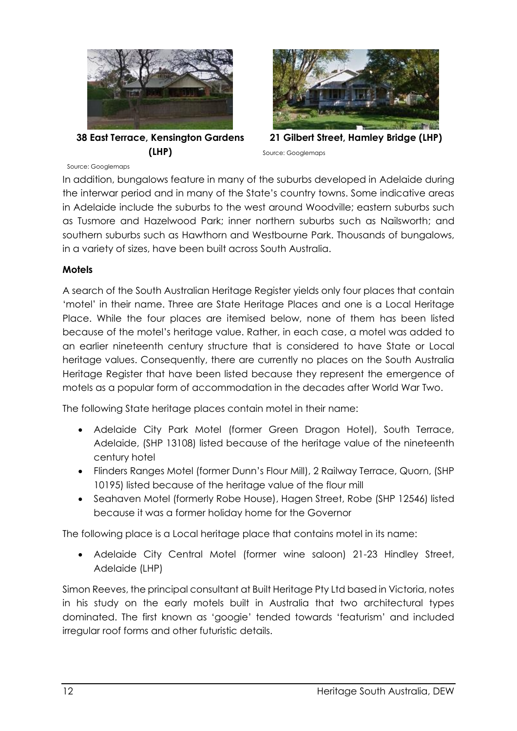**38 East Terrace, Kensington Gardens (LHP)**

Source: Googlemaps

**21 Gilbert Street, Hamley Bridge (LHP)**

Source: Googlemaps

In addition, bungalows feature in many of the suburbs developed in Adelaide during the interwar period and in many of the State's country towns. Some indicative areas in Adelaide include the suburbs to the west around Woodville; eastern suburbs such as Tusmore and Hazelwood Park; inner northern suburbs such as Nailsworth; and southern suburbs such as Hawthorn and Westbourne Park. Thousands of bungalows, in a variety of sizes, have been built across South Australia.

**Motels**

A search of the South Australian Heritage Register yields only four places that contain 'motel' in their name. Three are State Heritage Places and one is a Local Heritage Place. While the four places are itemised below, none of them has been listed because of the motel's heritage value. Rather, in each case, a motel was added to an earlier nineteenth century structure that is considered to have State or Local heritage values. Consequently, there are currently no places on the South Australia Heritage Register that have been listed because they represent the emergence of motels as a popular form of accommodation in the decades after World War Two.

The following State heritage places contain motel in their name:

- Adelaide City Park Motel (former Green Dragon Hotel), South Terrace, Adelaide, (SHP 13108) listed because of the heritage value of the nineteenth century hotel
- Flinders Ranges Motel (former Dunn's Flour Mill), 2 Railway Terrace, Quorn, (SHP 10195) listed because of the heritage value of the flour mill
- Seahaven Motel (formerly Robe House), Hagen Street, Robe (SHP 12546) listed because it was a former holiday home for the Governor

The following place is a Local heritage place that contains motel in its name:

- Adelaide City Central Motel (former wine saloon) 21-23 Hindley Street, Adelaide (LHP)

Simon Reeves, the principal consultant at Built Heritage Pty Ltd based in Victoria, notes in his study on the early motels built in Australia that two architectural types dominated. The first known as 'googie' tended towards 'featurism' and included irregular roof forms and other futuristic details.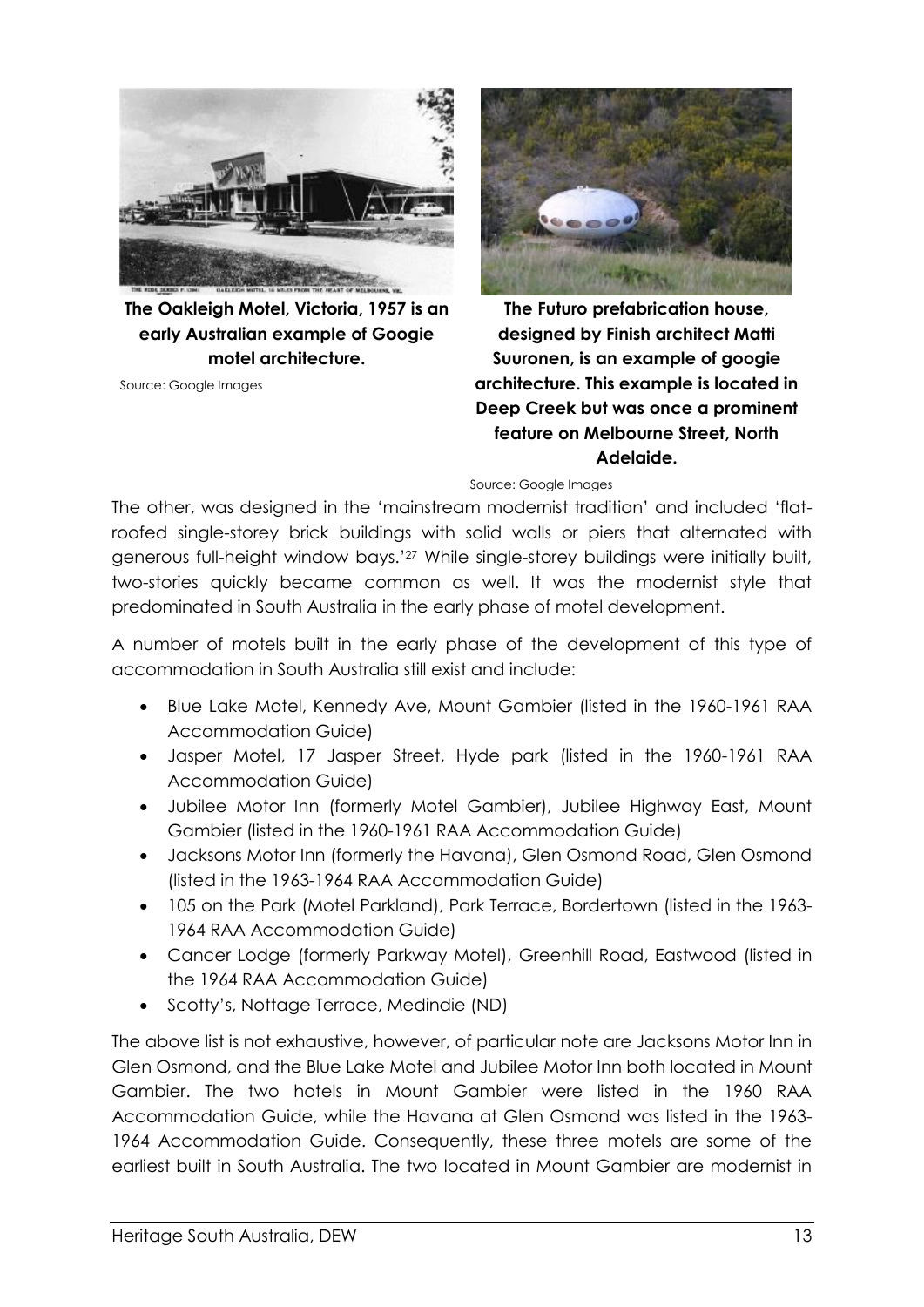**The Oakleigh Motel, Victoria, 1957 is an early Australian example of Googie motel architecture.**

Source: Google Images

**The Futuro prefabrication house, designed by Finish architect Matti Suuronen, is an example of googie architecture. This example is located in Deep Creek but was once a prominent feature on Melbourne Street, North Adelaide.**

Source: Google Images

The other, was designed in the 'mainstream modernist tradition' and included 'flat-roofed single-storey brick buildings with solid walls or piers that alternated with generous full-height window bays.'[27] While single-storey buildings were initially built, two-stories quickly became common as well. It was the modernist style that predominated in South Australia in the early phase of motel development.

A number of motels built in the early phase of the development of this type of accommodation in South Australia still exist and include:

- Blue Lake Motel, Kennedy Ave, Mount Gambier (listed in the 1960-1961 RAA Accommodation Guide)
- Jasper Motel, 17 Jasper Street, Hyde park (listed in the 1960-1961 RAA Accommodation Guide)
- Jubilee Motor Inn (formerly Motel Gambier), Jubilee Highway East, Mount Gambier (listed in the 1960-1961 RAA Accommodation Guide)
- Jacksons Motor Inn (formerly the Havana), Glen Osmond Road, Glen Osmond (listed in the 1963-1964 RAA Accommodation Guide)
- 105 on the Park (Motel Parkland), Park Terrace, Bordertown (listed in the 1963-1964 RAA Accommodation Guide)
- Cancer Lodge (formerly Parkway Motel), Greenhill Road, Eastwood (listed in the 1964 RAA Accommodation Guide)
- Scotty's, Nottage Terrace, Medindie (ND)

The above list is not exhaustive, however, of particular note are Jacksons Motor Inn in Glen Osmond, and the Blue Lake Motel and Jubilee Motor Inn both located in Mount Gambier. The two hotels in Mount Gambier were listed in the 1960 RAA Accommodation Guide, while the Havana at Glen Osmond was listed in the 1963-1964 Accommodation Guide. Consequently, these three motels are some of the earliest built in South Australia. The two located in Mount Gambier are modernist in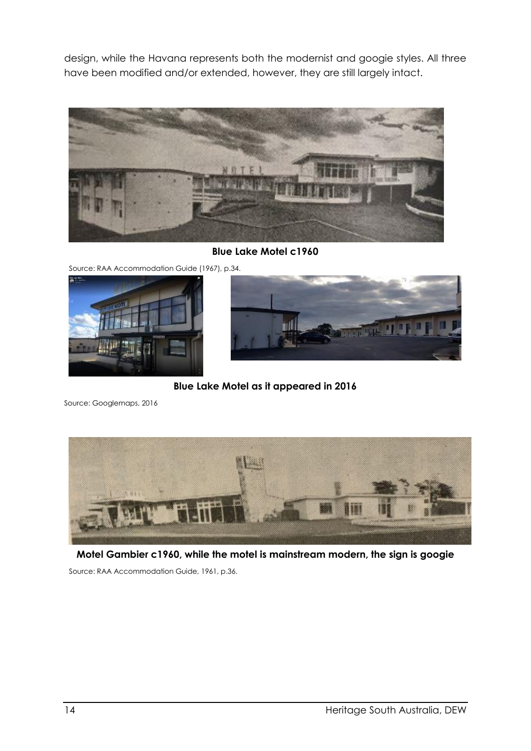design, while the Havana represents both the modernist and googie styles. All three have been modified and/or extended, however, they are still largely intact.

**Blue Lake Motel c1960**

Source: RAA Accommodation Guide (1967), p.34.

**Blue Lake Motel as it appeared in 2016**

Source: Googlemaps, 2016

**Motel Gambier c1960, while the motel is mainstream modern, the sign is googie**

Source: RAA Accommodation Guide, 1961, p.36.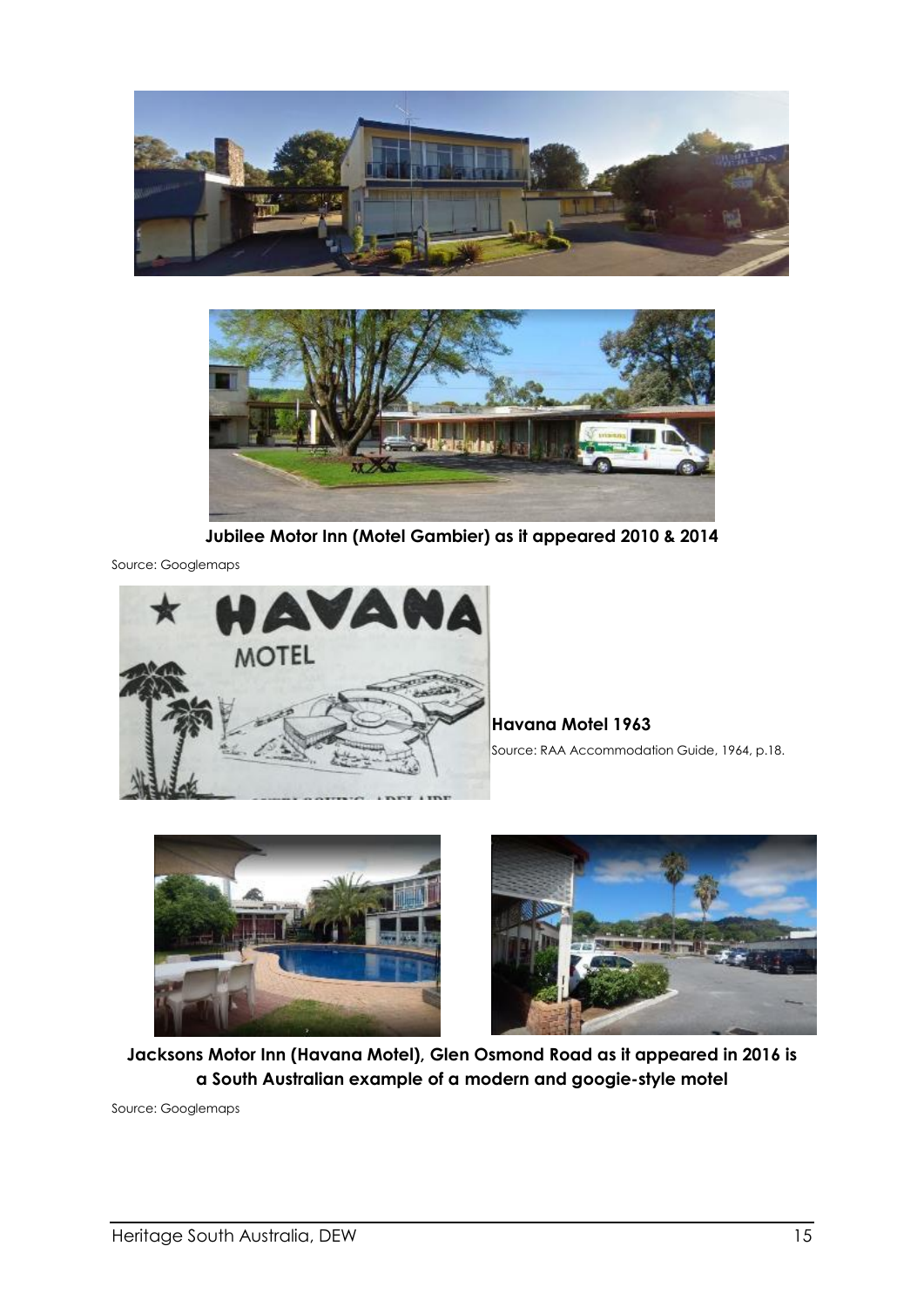**Jubilee Motor Inn (Motel Gambier) as it appeared 2010 & 2014**

Source: Googlemaps

**Havana Motel 1963**

Source: RAA Accommodation Guide, 1964, p.18.

**Jacksons Motor Inn (Havana Motel), Glen Osmond Road as it appeared in 2016 is a South Australian example of a modern and googie-style motel**

Source: Googlemaps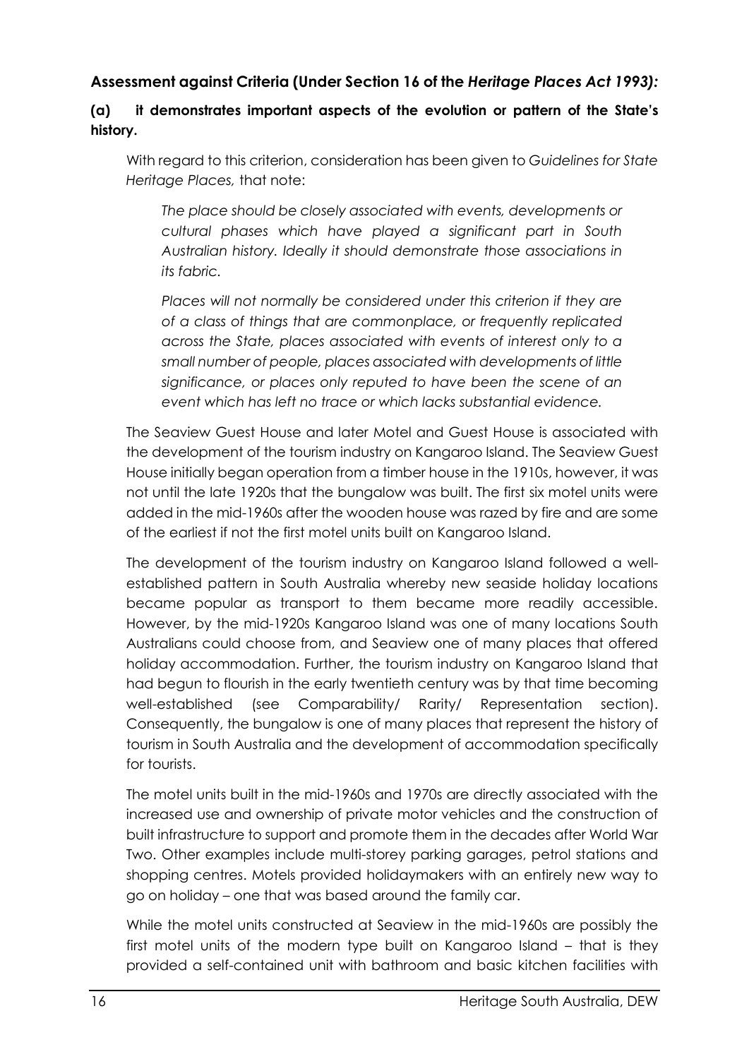**Assessment against Criteria (Under Section 16 of the *Heritage Places Act 1993):***

**(a) it demonstrates important aspects of the evolution or pattern of the State's history.**

With regard to this criterion, consideration has been given to *Guidelines for State Heritage Places,* that note:

> *The place should be closely associated with events, developments or cultural phases which have played a significant part in South Australian history. Ideally it should demonstrate those associations in its fabric.*
>
> *Places will not normally be considered under this criterion if they are of a class of things that are commonplace, or frequently replicated across the State, places associated with events of interest only to a small number of people, places associated with developments of little significance, or places only reputed to have been the scene of an event which has left no trace or which lacks substantial evidence.*

The Seaview Guest House and later Motel and Guest House is associated with the development of the tourism industry on Kangaroo Island. The Seaview Guest House initially began operation from a timber house in the 1910s, however, it was not until the late 1920s that the bungalow was built. The first six motel units were added in the mid-1960s after the wooden house was razed by fire and are some of the earliest if not the first motel units built on Kangaroo Island.

The development of the tourism industry on Kangaroo Island followed a well-established pattern in South Australia whereby new seaside holiday locations became popular as transport to them became more readily accessible. However, by the mid-1920s Kangaroo Island was one of many locations South Australians could choose from, and Seaview one of many places that offered holiday accommodation. Further, the tourism industry on Kangaroo Island that had begun to flourish in the early twentieth century was by that time becoming well-established (see Comparability/ Rarity/ Representation section). Consequently, the bungalow is one of many places that represent the history of tourism in South Australia and the development of accommodation specifically for tourists.

The motel units built in the mid-1960s and 1970s are directly associated with the increased use and ownership of private motor vehicles and the construction of built infrastructure to support and promote them in the decades after World War Two. Other examples include multi-storey parking garages, petrol stations and shopping centres. Motels provided holidaymakers with an entirely new way to go on holiday – one that was based around the family car.

While the motel units constructed at Seaview in the mid-1960s are possibly the first motel units of the modern type built on Kangaroo Island – that is they provided a self-contained unit with bathroom and basic kitchen facilities with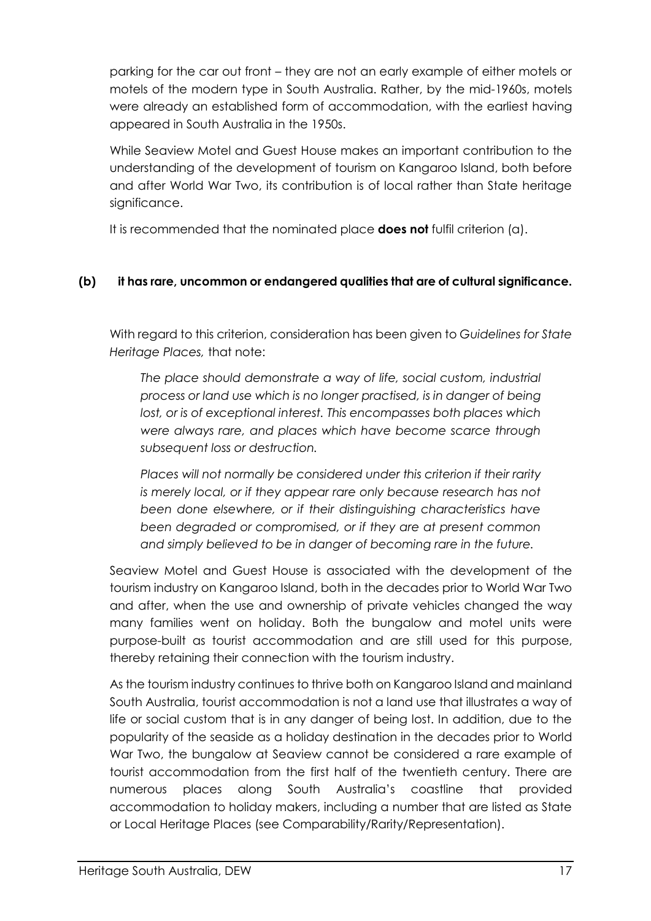parking for the car out front – they are not an early example of either motels or motels of the modern type in South Australia. Rather, by the mid-1960s, motels were already an established form of accommodation, with the earliest having appeared in South Australia in the 1950s.

While Seaview Motel and Guest House makes an important contribution to the understanding of the development of tourism on Kangaroo Island, both before and after World War Two, its contribution is of local rather than State heritage significance.

It is recommended that the nominated place **does not** fulfil criterion (a).

**(b) it has rare, uncommon or endangered qualities that are of cultural significance.**

With regard to this criterion, consideration has been given to *Guidelines for State Heritage Places,* that note:

> *The place should demonstrate a way of life, social custom, industrial process or land use which is no longer practised, is in danger of being lost, or is of exceptional interest. This encompasses both places which were always rare, and places which have become scarce through subsequent loss or destruction.*
>
> *Places will not normally be considered under this criterion if their rarity is merely local, or if they appear rare only because research has not been done elsewhere, or if their distinguishing characteristics have been degraded or compromised, or if they are at present common and simply believed to be in danger of becoming rare in the future.*

Seaview Motel and Guest House is associated with the development of the tourism industry on Kangaroo Island, both in the decades prior to World War Two and after, when the use and ownership of private vehicles changed the way many families went on holiday. Both the bungalow and motel units were purpose-built as tourist accommodation and are still used for this purpose, thereby retaining their connection with the tourism industry.

As the tourism industry continues to thrive both on Kangaroo Island and mainland South Australia, tourist accommodation is not a land use that illustrates a way of life or social custom that is in any danger of being lost. In addition, due to the popularity of the seaside as a holiday destination in the decades prior to World War Two, the bungalow at Seaview cannot be considered a rare example of tourist accommodation from the first half of the twentieth century. There are numerous places along South Australia's coastline that provided accommodation to holiday makers, including a number that are listed as State or Local Heritage Places (see Comparability/Rarity/Representation).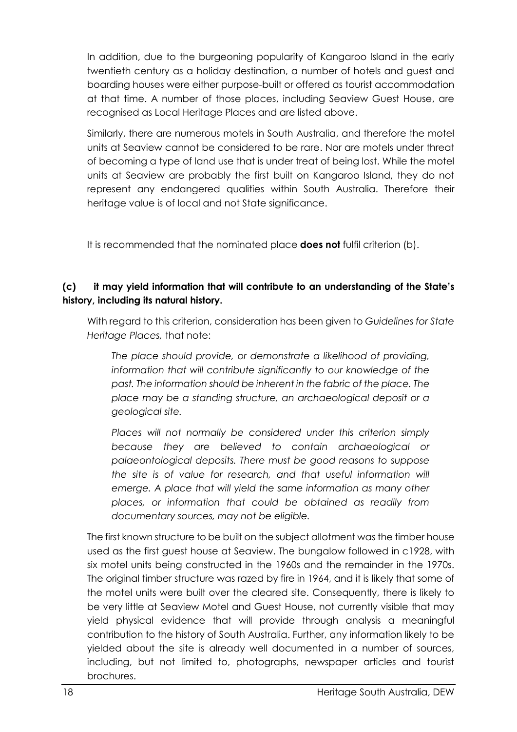In addition, due to the burgeoning popularity of Kangaroo Island in the early twentieth century as a holiday destination, a number of hotels and guest and boarding houses were either purpose-built or offered as tourist accommodation at that time. A number of those places, including Seaview Guest House, are recognised as Local Heritage Places and are listed above.

Similarly, there are numerous motels in South Australia, and therefore the motel units at Seaview cannot be considered to be rare. Nor are motels under threat of becoming a type of land use that is under treat of being lost. While the motel units at Seaview are probably the first built on Kangaroo Island, they do not represent any endangered qualities within South Australia. Therefore their heritage value is of local and not State significance.

It is recommended that the nominated place **does not** fulfil criterion (b).

**(c) it may yield information that will contribute to an understanding of the State's history, including its natural history.**

With regard to this criterion, consideration has been given to *Guidelines for State Heritage Places,* that note:

> *The place should provide, or demonstrate a likelihood of providing, information that will contribute significantly to our knowledge of the past. The information should be inherent in the fabric of the place. The place may be a standing structure, an archaeological deposit or a geological site.*
>
> *Places will not normally be considered under this criterion simply because they are believed to contain archaeological or palaeontological deposits. There must be good reasons to suppose the site is of value for research, and that useful information will emerge. A place that will yield the same information as many other places, or information that could be obtained as readily from documentary sources, may not be eligible.*

The first known structure to be built on the subject allotment was the timber house used as the first guest house at Seaview. The bungalow followed in c1928, with six motel units being constructed in the 1960s and the remainder in the 1970s. The original timber structure was razed by fire in 1964, and it is likely that some of the motel units were built over the cleared site. Consequently, there is likely to be very little at Seaview Motel and Guest House, not currently visible that may yield physical evidence that will provide through analysis a meaningful contribution to the history of South Australia. Further, any information likely to be yielded about the site is already well documented in a number of sources, including, but not limited to, photographs, newspaper articles and tourist brochures.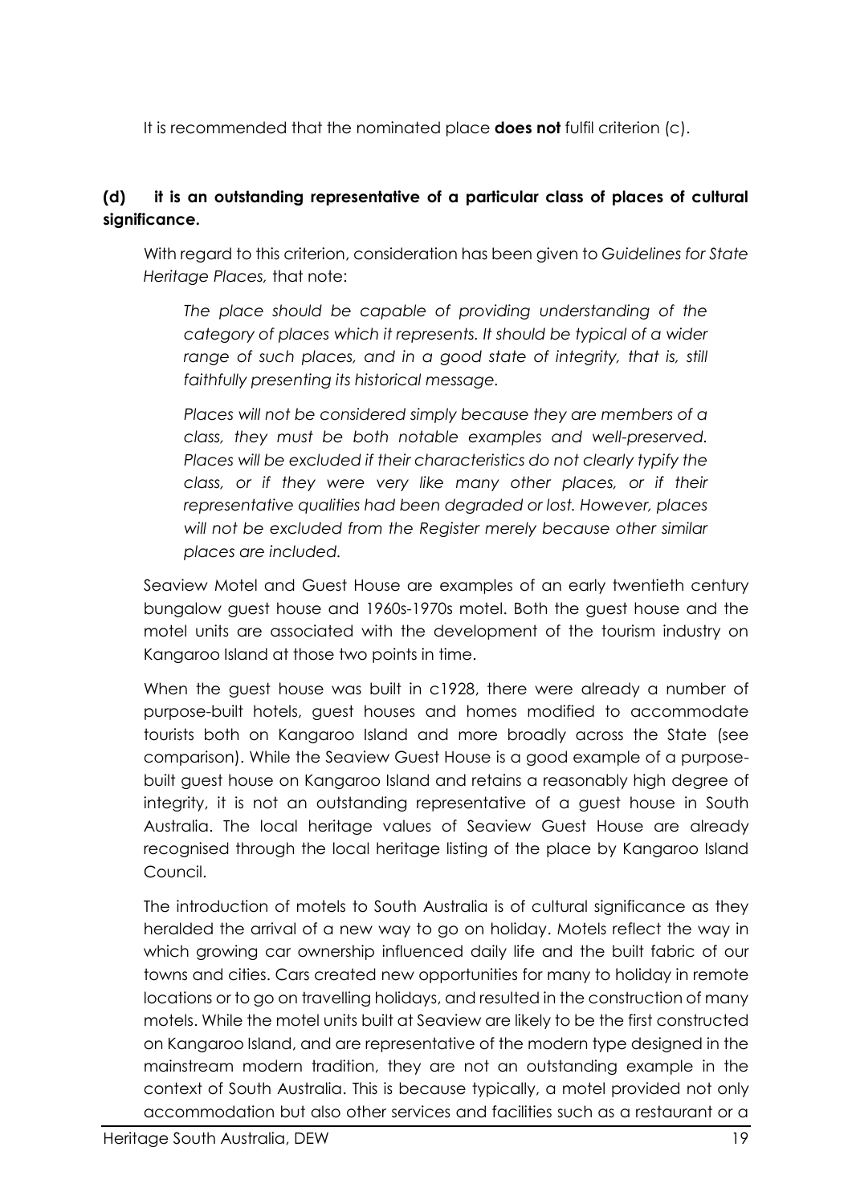It is recommended that the nominated place **does not** fulfil criterion (c).

**(d) it is an outstanding representative of a particular class of places of cultural significance.**

With regard to this criterion, consideration has been given to *Guidelines for State Heritage Places,* that note:

*The place should be capable of providing understanding of the category of places which it represents. It should be typical of a wider range of such places, and in a good state of integrity, that is, still faithfully presenting its historical message.*

*Places will not be considered simply because they are members of a class, they must be both notable examples and well-preserved. Places will be excluded if their characteristics do not clearly typify the class, or if they were very like many other places, or if their representative qualities had been degraded or lost. However, places will not be excluded from the Register merely because other similar places are included.*

Seaview Motel and Guest House are examples of an early twentieth century bungalow guest house and 1960s-1970s motel. Both the guest house and the motel units are associated with the development of the tourism industry on Kangaroo Island at those two points in time.

When the guest house was built in c1928, there were already a number of purpose-built hotels, guest houses and homes modified to accommodate tourists both on Kangaroo Island and more broadly across the State (see comparison). While the Seaview Guest House is a good example of a purpose-built guest house on Kangaroo Island and retains a reasonably high degree of integrity, it is not an outstanding representative of a guest house in South Australia. The local heritage values of Seaview Guest House are already recognised through the local heritage listing of the place by Kangaroo Island Council.

The introduction of motels to South Australia is of cultural significance as they heralded the arrival of a new way to go on holiday. Motels reflect the way in which growing car ownership influenced daily life and the built fabric of our towns and cities. Cars created new opportunities for many to holiday in remote locations or to go on travelling holidays, and resulted in the construction of many motels. While the motel units built at Seaview are likely to be the first constructed on Kangaroo Island, and are representative of the modern type designed in the mainstream modern tradition, they are not an outstanding example in the context of South Australia. This is because typically, a motel provided not only accommodation but also other services and facilities such as a restaurant or a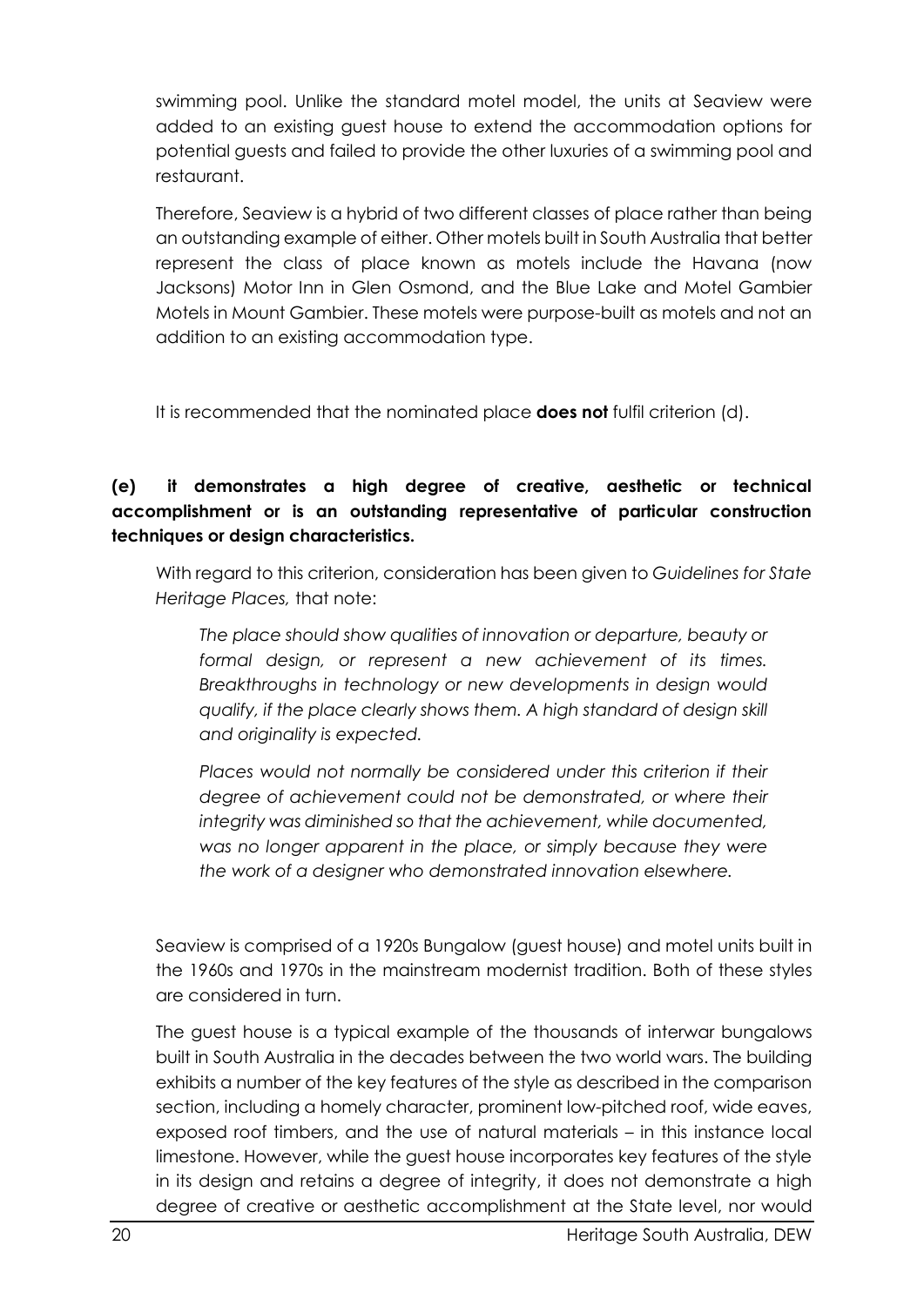swimming pool. Unlike the standard motel model, the units at Seaview were added to an existing guest house to extend the accommodation options for potential guests and failed to provide the other luxuries of a swimming pool and restaurant.

Therefore, Seaview is a hybrid of two different classes of place rather than being an outstanding example of either. Other motels built in South Australia that better represent the class of place known as motels include the Havana (now Jacksons) Motor Inn in Glen Osmond, and the Blue Lake and Motel Gambier Motels in Mount Gambier. These motels were purpose-built as motels and not an addition to an existing accommodation type.

It is recommended that the nominated place **does not** fulfil criterion (d).

**(e) it demonstrates a high degree of creative, aesthetic or technical accomplishment or is an outstanding representative of particular construction techniques or design characteristics.**

With regard to this criterion, consideration has been given to *Guidelines for State Heritage Places,* that note:

> *The place should show qualities of innovation or departure, beauty or formal design, or represent a new achievement of its times. Breakthroughs in technology or new developments in design would qualify, if the place clearly shows them. A high standard of design skill and originality is expected.*
>
> *Places would not normally be considered under this criterion if their degree of achievement could not be demonstrated, or where their integrity was diminished so that the achievement, while documented, was no longer apparent in the place, or simply because they were the work of a designer who demonstrated innovation elsewhere.*

Seaview is comprised of a 1920s Bungalow (guest house) and motel units built in the 1960s and 1970s in the mainstream modernist tradition. Both of these styles are considered in turn.

The guest house is a typical example of the thousands of interwar bungalows built in South Australia in the decades between the two world wars. The building exhibits a number of the key features of the style as described in the comparison section, including a homely character, prominent low-pitched roof, wide eaves, exposed roof timbers, and the use of natural materials – in this instance local limestone. However, while the guest house incorporates key features of the style in its design and retains a degree of integrity, it does not demonstrate a high degree of creative or aesthetic accomplishment at the State level, nor would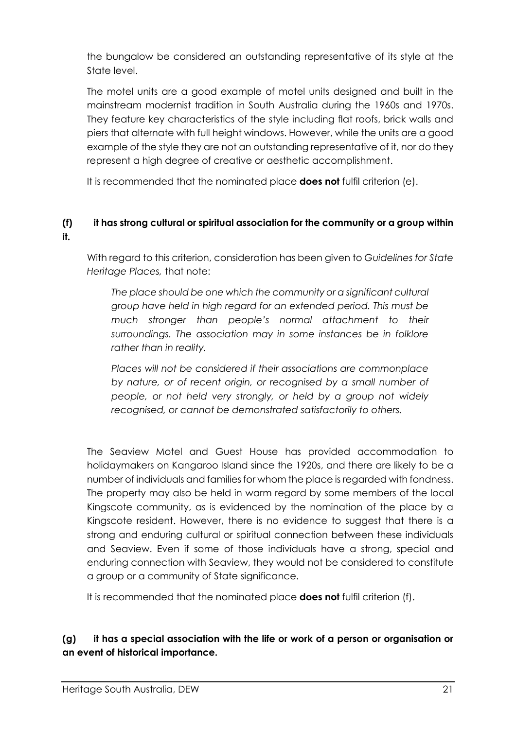the bungalow be considered an outstanding representative of its style at the State level.

The motel units are a good example of motel units designed and built in the mainstream modernist tradition in South Australia during the 1960s and 1970s. They feature key characteristics of the style including flat roofs, brick walls and piers that alternate with full height windows. However, while the units are a good example of the style they are not an outstanding representative of it, nor do they represent a high degree of creative or aesthetic accomplishment.

It is recommended that the nominated place **does not** fulfil criterion (e).

**(f) it has strong cultural or spiritual association for the community or a group within it.**

With regard to this criterion, consideration has been given to *Guidelines for State Heritage Places,* that note:

> *The place should be one which the community or a significant cultural group have held in high regard for an extended period. This must be much stronger than people's normal attachment to their surroundings. The association may in some instances be in folklore rather than in reality.*
>
> *Places will not be considered if their associations are commonplace by nature, or of recent origin, or recognised by a small number of people, or not held very strongly, or held by a group not widely recognised, or cannot be demonstrated satisfactorily to others.*

The Seaview Motel and Guest House has provided accommodation to holidaymakers on Kangaroo Island since the 1920s, and there are likely to be a number of individuals and families for whom the place is regarded with fondness. The property may also be held in warm regard by some members of the local Kingscote community, as is evidenced by the nomination of the place by a Kingscote resident. However, there is no evidence to suggest that there is a strong and enduring cultural or spiritual connection between these individuals and Seaview. Even if some of those individuals have a strong, special and enduring connection with Seaview, they would not be considered to constitute a group or a community of State significance.

It is recommended that the nominated place **does not** fulfil criterion (f).

**(g) it has a special association with the life or work of a person or organisation or an event of historical importance.**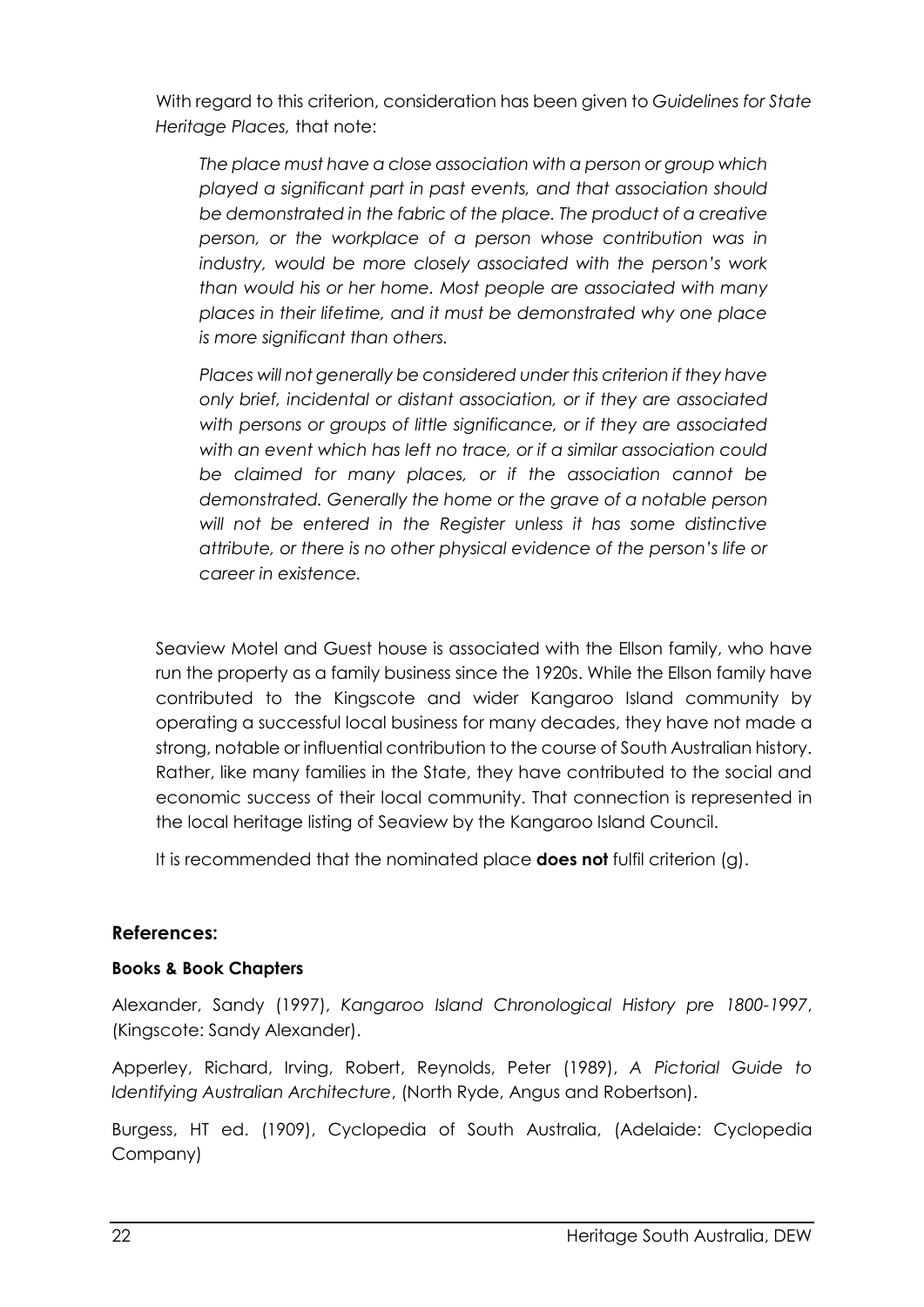With regard to this criterion, consideration has been given to *Guidelines for State Heritage Places,* that note:

> *The place must have a close association with a person or group which played a significant part in past events, and that association should be demonstrated in the fabric of the place. The product of a creative person, or the workplace of a person whose contribution was in industry, would be more closely associated with the person's work than would his or her home. Most people are associated with many places in their lifetime, and it must be demonstrated why one place is more significant than others.*
>
> *Places will not generally be considered under this criterion if they have only brief, incidental or distant association, or if they are associated with persons or groups of little significance, or if they are associated with an event which has left no trace, or if a similar association could be claimed for many places, or if the association cannot be demonstrated. Generally the home or the grave of a notable person will not be entered in the Register unless it has some distinctive attribute, or there is no other physical evidence of the person's life or career in existence.*

Seaview Motel and Guest house is associated with the Ellson family, who have run the property as a family business since the 1920s. While the Ellson family have contributed to the Kingscote and wider Kangaroo Island community by operating a successful local business for many decades, they have not made a strong, notable or influential contribution to the course of South Australian history. Rather, like many families in the State, they have contributed to the social and economic success of their local community. That connection is represented in the local heritage listing of Seaview by the Kangaroo Island Council.

It is recommended that the nominated place **does not** fulfil criterion (g).

## References:

### Books & Book Chapters

Alexander, Sandy (1997), *Kangaroo Island Chronological History pre 1800-1997*, (Kingscote: Sandy Alexander).

Apperley, Richard, Irving, Robert, Reynolds, Peter (1989), *A Pictorial Guide to Identifying Australian Architecture*, (North Ryde, Angus and Robertson).

Burgess, HT ed. (1909), Cyclopedia of South Australia, (Adelaide: Cyclopedia Company)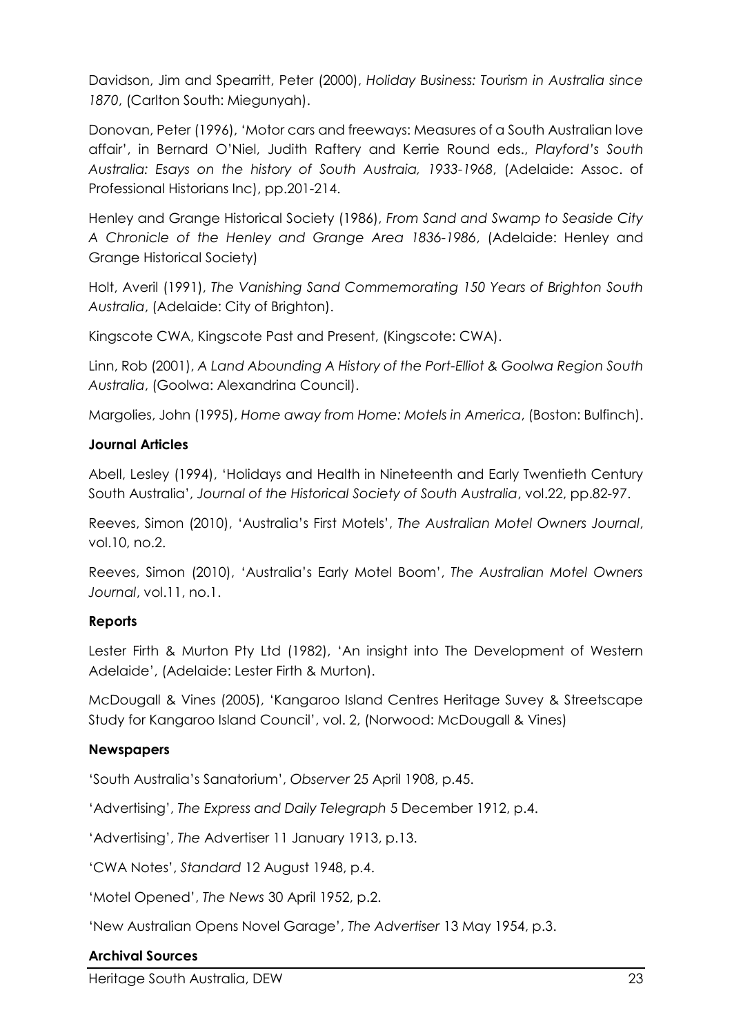Davidson, Jim and Spearritt, Peter (2000), *Holiday Business: Tourism in Australia since 1870*, (Carlton South: Miegunyah).

Donovan, Peter (1996), 'Motor cars and freeways: Measures of a South Australian love affair', in Bernard O'Niel, Judith Raftery and Kerrie Round eds., *Playford's South Australia: Esays on the history of South Austraia, 1933-1968*, (Adelaide: Assoc. of Professional Historians Inc), pp.201-214.

Henley and Grange Historical Society (1986), *From Sand and Swamp to Seaside City A Chronicle of the Henley and Grange Area 1836-1986*, (Adelaide: Henley and Grange Historical Society)

Holt, Averil (1991), *The Vanishing Sand Commemorating 150 Years of Brighton South Australia*, (Adelaide: City of Brighton).

Kingscote CWA, Kingscote Past and Present, (Kingscote: CWA).

Linn, Rob (2001), *A Land Abounding A History of the Port-Elliot & Goolwa Region South Australia*, (Goolwa: Alexandrina Council).

Margolies, John (1995), *Home away from Home: Motels in America*, (Boston: Bulfinch).

**Journal Articles**

Abell, Lesley (1994), 'Holidays and Health in Nineteenth and Early Twentieth Century South Australia', *Journal of the Historical Society of South Australia*, vol.22, pp.82-97.

Reeves, Simon (2010), 'Australia's First Motels', *The Australian Motel Owners Journal*, vol.10, no.2.

Reeves, Simon (2010), 'Australia's Early Motel Boom', *The Australian Motel Owners Journal*, vol.11, no.1.

**Reports**

Lester Firth & Murton Pty Ltd (1982), 'An insight into The Development of Western Adelaide', (Adelaide: Lester Firth & Murton).

McDougall & Vines (2005), 'Kangaroo Island Centres Heritage Suvey & Streetscape Study for Kangaroo Island Council', vol. 2, (Norwood: McDougall & Vines)

**Newspapers**

'South Australia's Sanatorium', *Observer* 25 April 1908, p.45.

'Advertising', *The Express and Daily Telegraph* 5 December 1912, p.4.

'Advertising', *The* Advertiser 11 January 1913, p.13.

'CWA Notes', *Standard* 12 August 1948, p.4.

'Motel Opened', *The News* 30 April 1952, p.2.

'New Australian Opens Novel Garage', *The Advertiser* 13 May 1954, p.3.

**Archival Sources**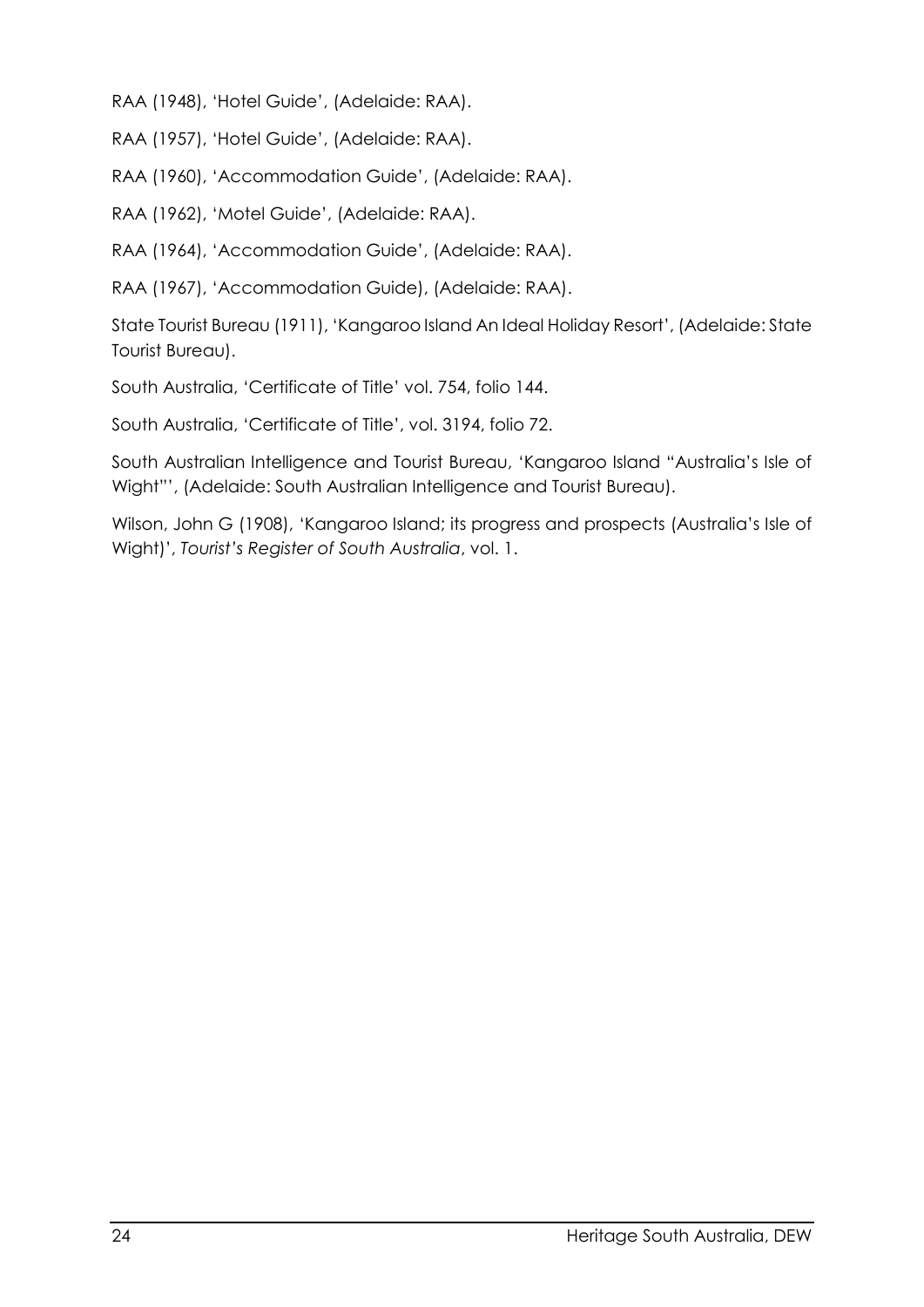RAA (1948), 'Hotel Guide', (Adelaide: RAA).

RAA (1957), 'Hotel Guide', (Adelaide: RAA).

RAA (1960), 'Accommodation Guide', (Adelaide: RAA).

RAA (1962), 'Motel Guide', (Adelaide: RAA).

RAA (1964), 'Accommodation Guide', (Adelaide: RAA).

RAA (1967), 'Accommodation Guide), (Adelaide: RAA).

State Tourist Bureau (1911), 'Kangaroo Island An Ideal Holiday Resort', (Adelaide: State Tourist Bureau).

South Australia, 'Certificate of Title' vol. 754, folio 144.

South Australia, 'Certificate of Title', vol. 3194, folio 72.

South Australian Intelligence and Tourist Bureau, 'Kangaroo Island "Australia's Isle of Wight"', (Adelaide: South Australian Intelligence and Tourist Bureau).

Wilson, John G (1908), 'Kangaroo Island; its progress and prospects (Australia's Isle of Wight)', *Tourist's Register of South Australia*, vol. 1.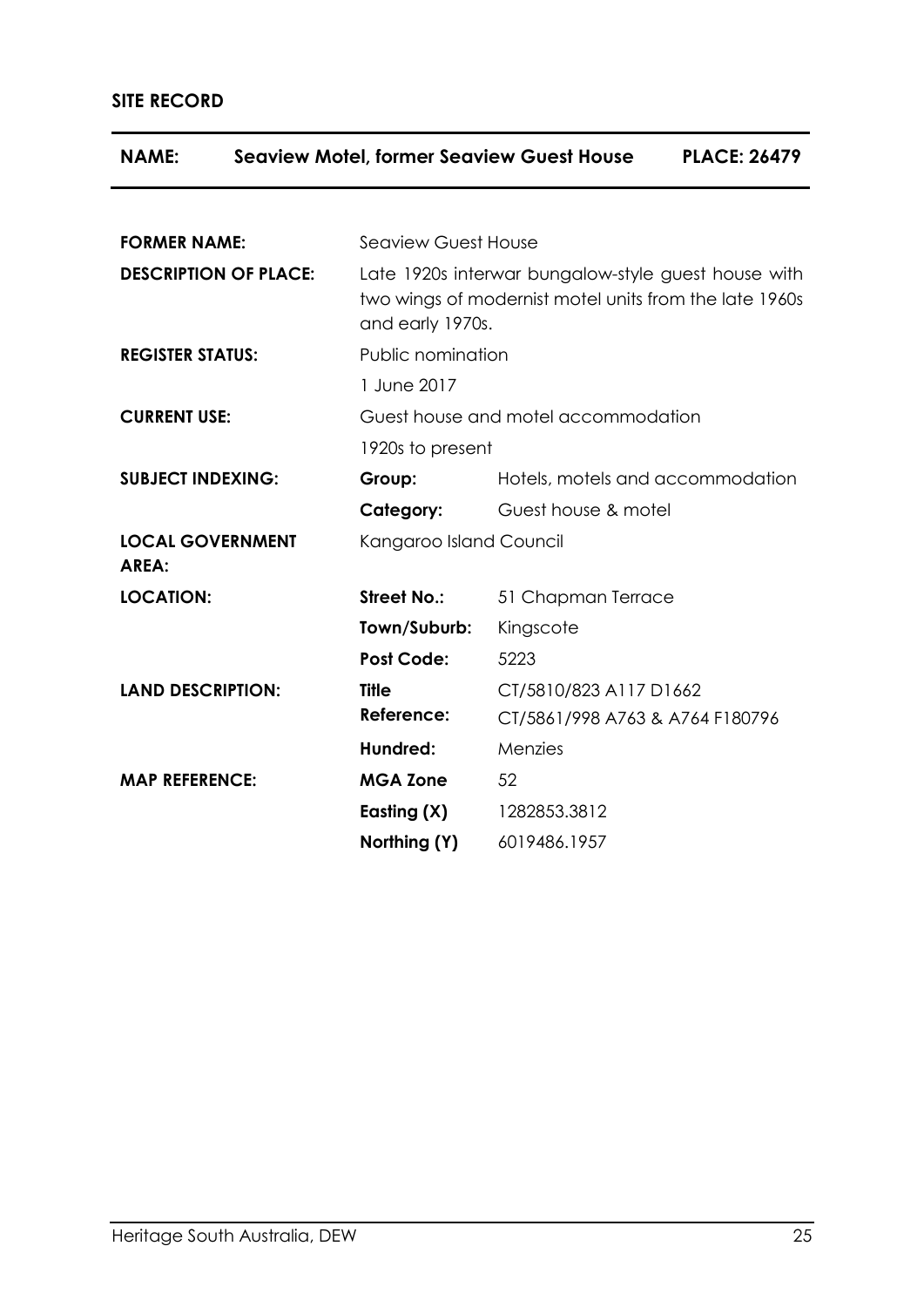**SITE RECORD**

| | | |
|---|---|---|
| **NAME:** | **Seaview Motel, former Seaview Guest House** | **PLACE: 26479** |

| | | |
|---|---|---|
| **FORMER NAME:** | Seaview Guest House | |
| **DESCRIPTION OF PLACE:** | Late 1920s interwar bungalow-style guest house with two wings of modernist motel units from the late 1960s and early 1970s. | |
| **REGISTER STATUS:** | Public nomination | |
| | 1 June 2017 | |
| **CURRENT USE:** | Guest house and motel accommodation | |
| | 1920s to present | |
| **SUBJECT INDEXING:** | **Group:** | Hotels, motels and accommodation |
| | **Category:** | Guest house & motel |
| **LOCAL GOVERNMENT AREA:** | Kangaroo Island Council | |
| **LOCATION:** | **Street No.:** | 51 Chapman Terrace |
| | **Town/Suburb:** | Kingscote |
| | **Post Code:** | 5223 |
| **LAND DESCRIPTION:** | **Title Reference:** | CT/5810/823 A117 D1662<br>CT/5861/998 A763 & A764 F180796 |
| | **Hundred:** | Menzies |
| **MAP REFERENCE:** | **MGA Zone** | 52 |
| | **Easting (X)** | 1282853.3812 |
| | **Northing (Y)** | 6019486.1957 |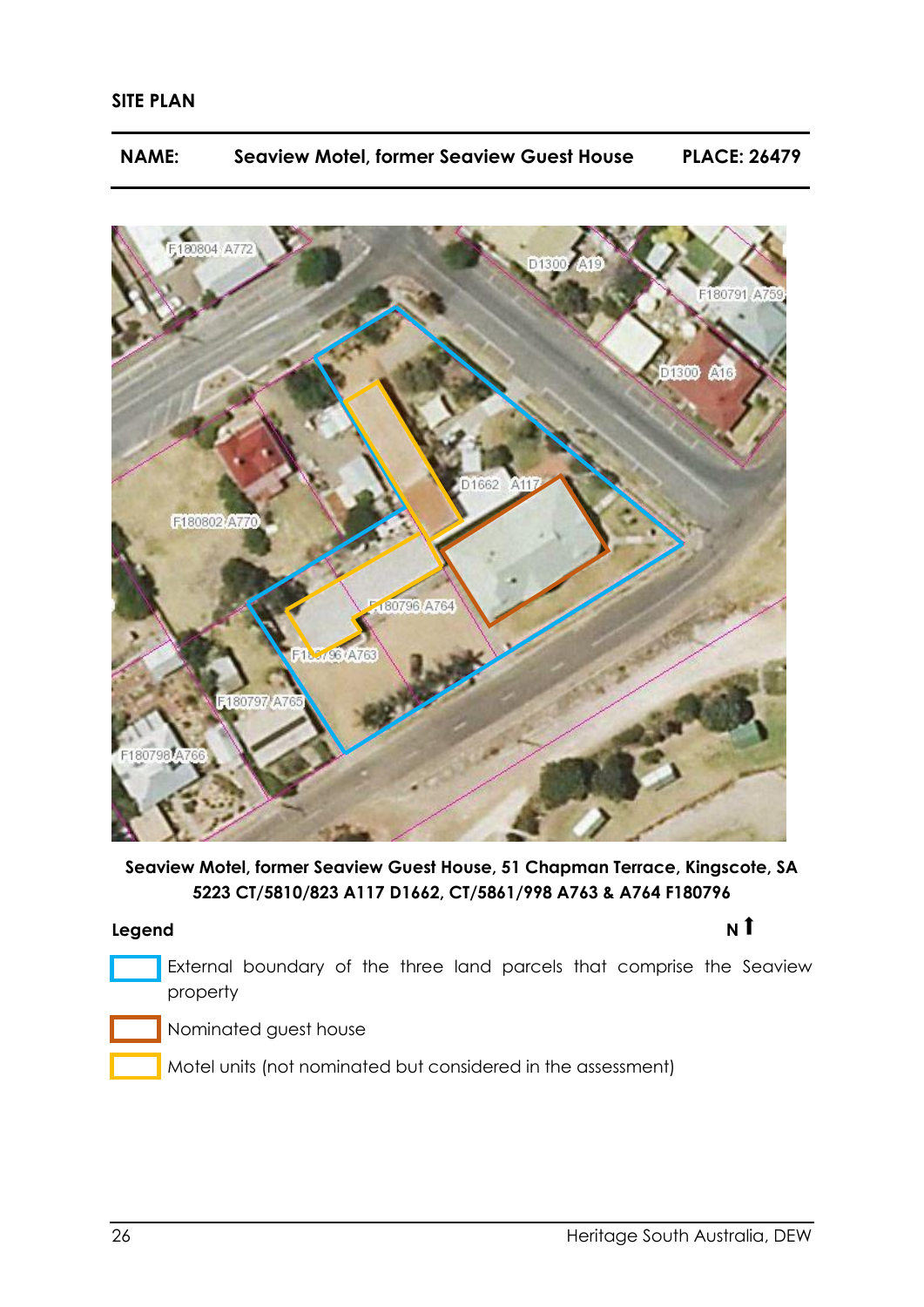**SITE PLAN**

| NAME: | Seaview Motel, former Seaview Guest House | PLACE: 26479 |
|---|---|---|

F180804 A772

D1300 A19

F180791 A759

D1300 A16

D1662 A117

F180802 A770

F180796 A764

F180796 A763

F180797 A765

F180798 A766

**Seaview Motel, former Seaview Guest House, 51 Chapman Terrace, Kingscote, SA 5223 CT/5810/823 A117 D1662, CT/5861/998 A763 & A764 F180796**

**Legend**

**N ↑**

External boundary of the three land parcels that comprise the Seaview property

Nominated guest house

Motel units (not nominated but considered in the assessment)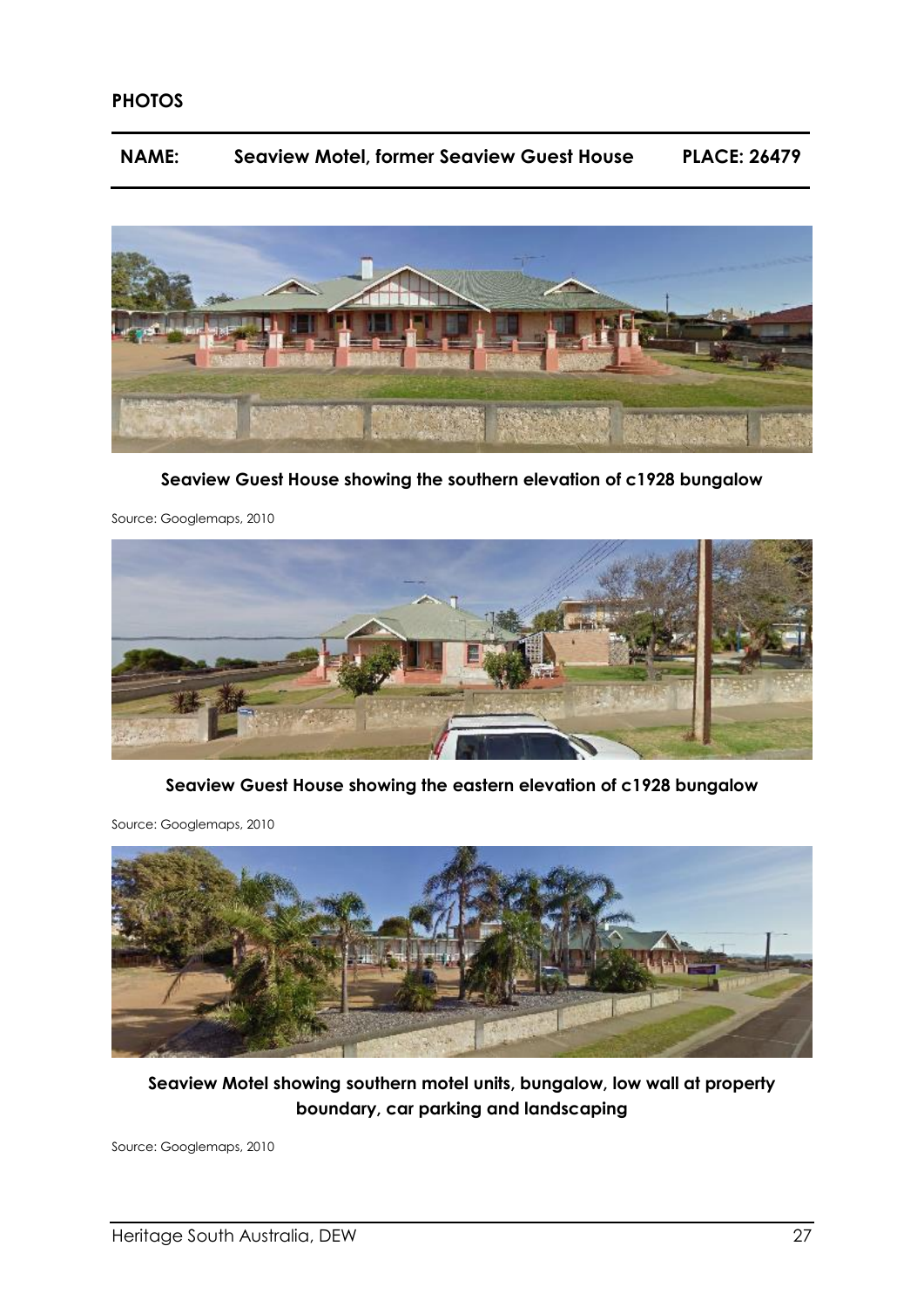**PHOTOS**

| NAME: | Seaview Motel, former Seaview Guest House | PLACE: 26479 |
|---|---|---|

**Seaview Guest House showing the southern elevation of c1928 bungalow**

Source: Googlemaps, 2010

**Seaview Guest House showing the eastern elevation of c1928 bungalow**

Source: Googlemaps, 2010

**Seaview Motel showing southern motel units, bungalow, low wall at property boundary, car parking and landscaping**

Source: Googlemaps, 2010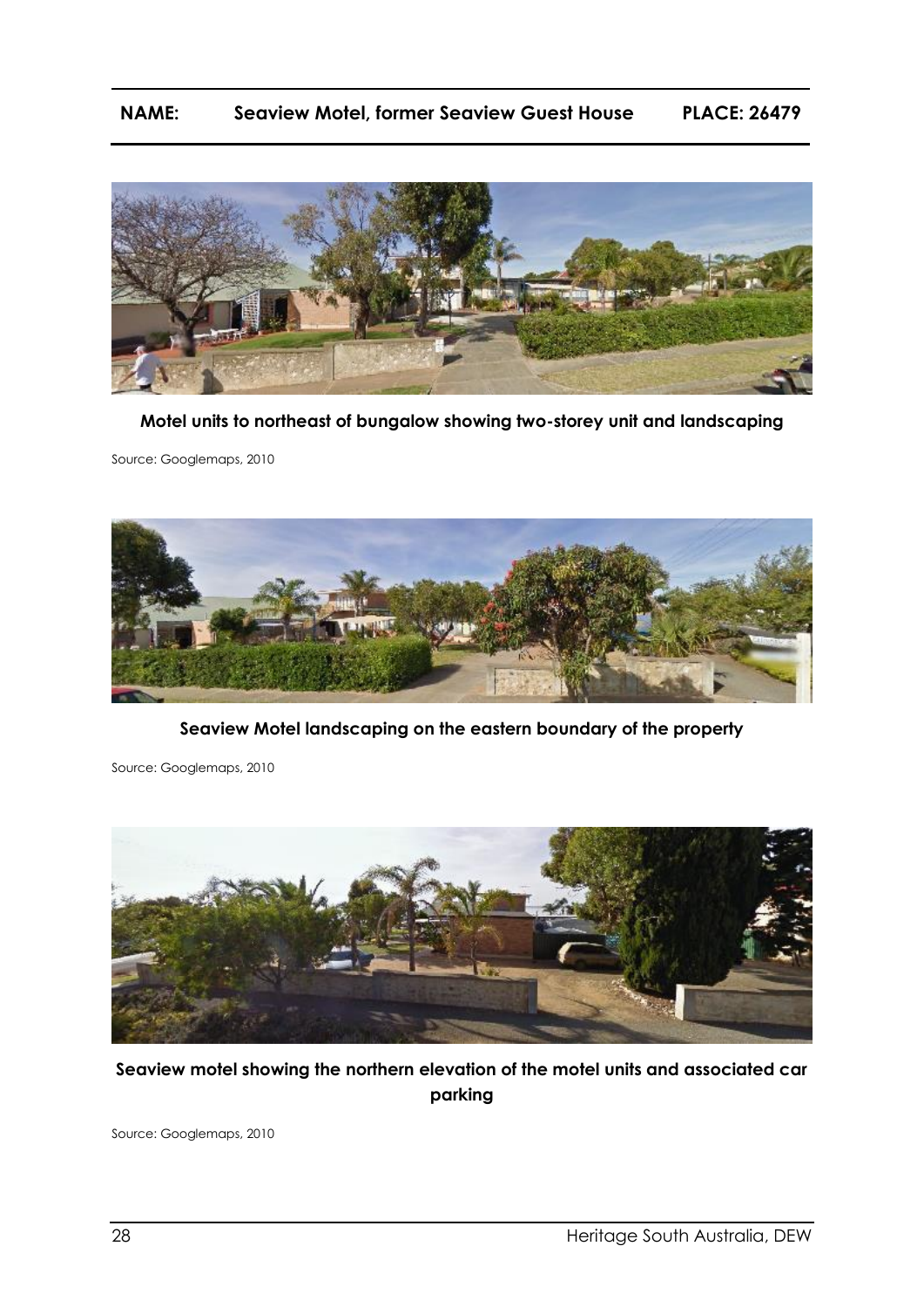**Motel units to northeast of bungalow showing two-storey unit and landscaping**

Source: Googlemaps, 2010

**Seaview Motel landscaping on the eastern boundary of the property**

Source: Googlemaps, 2010

**Seaview motel showing the northern elevation of the motel units and associated car parking**

Source: Googlemaps, 2010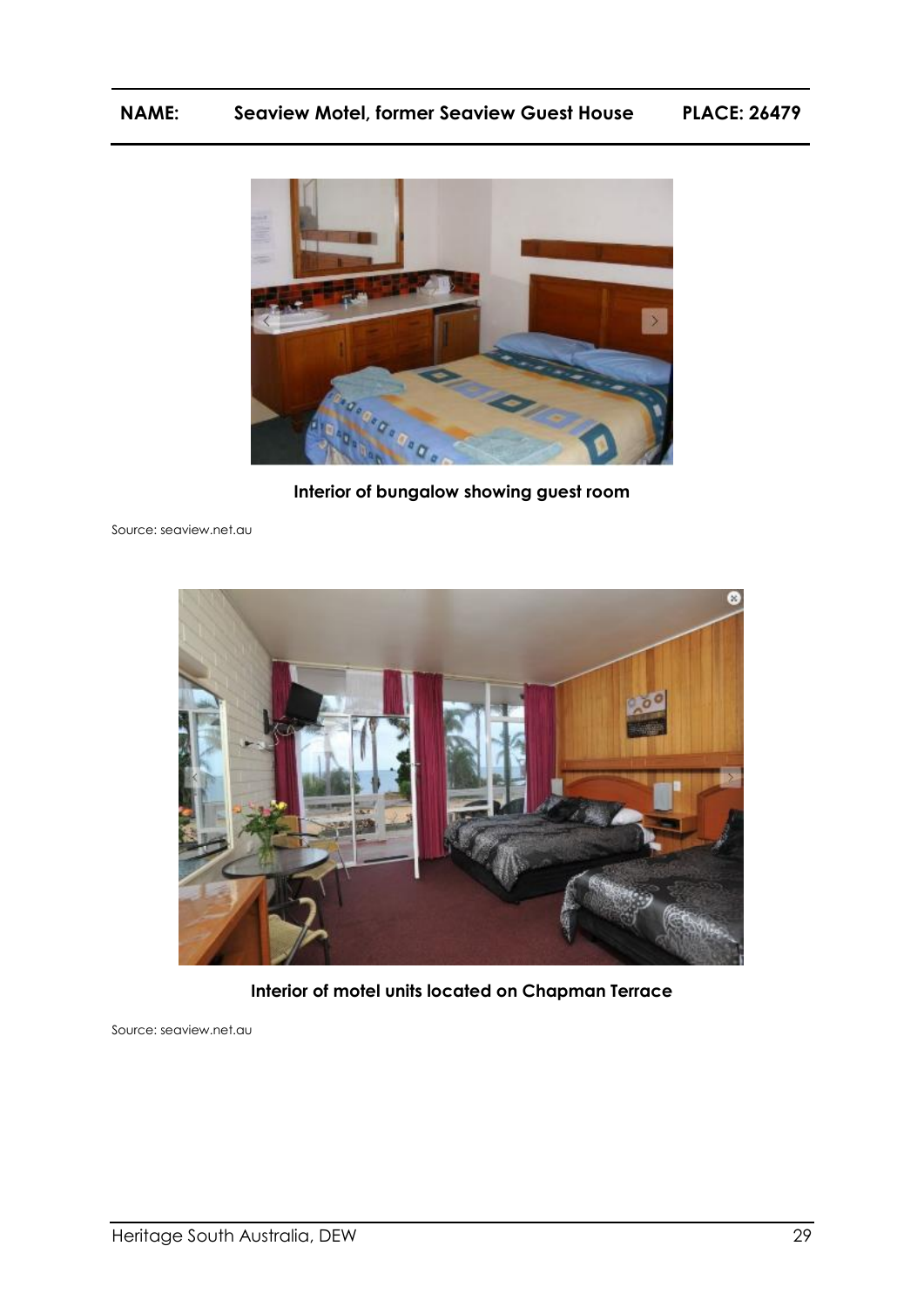Interior of bungalow showing guest room

Source: seaview.net.au

Interior of motel units located on Chapman Terrace

Source: seaview.net.au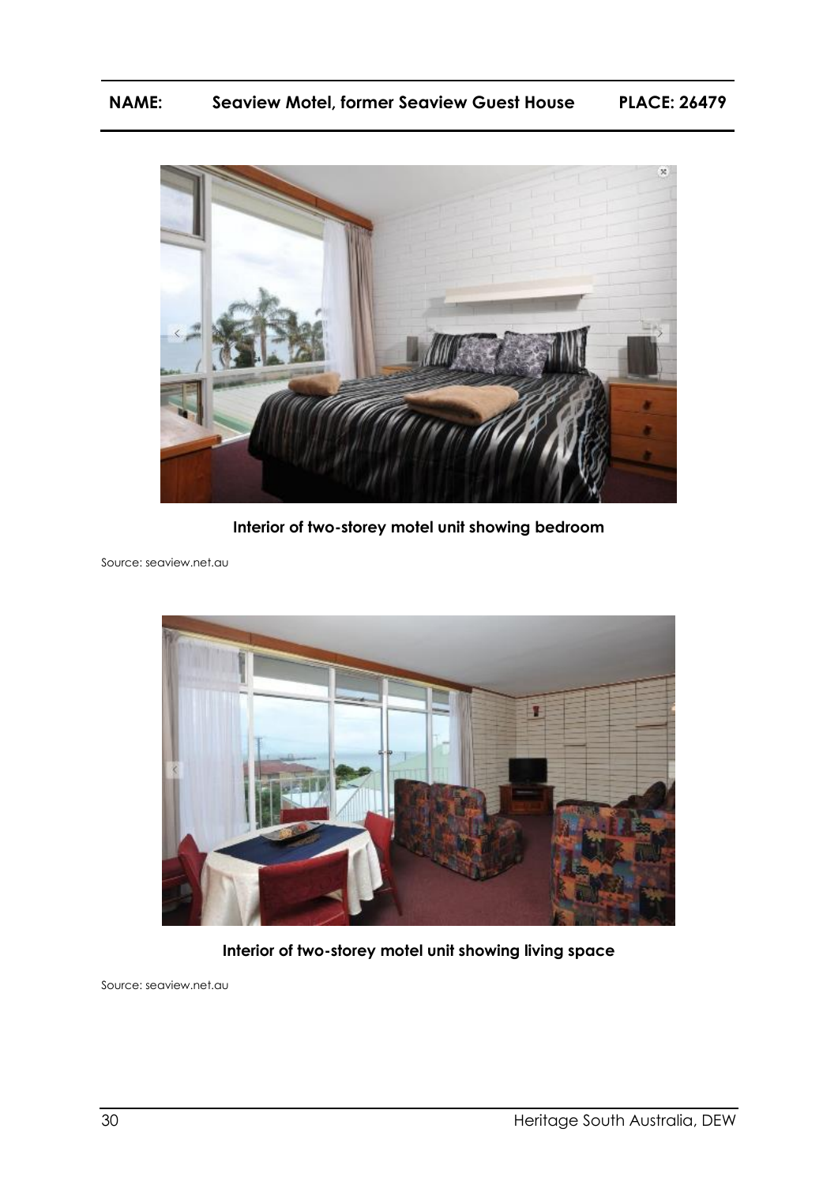Interior of two-storey motel unit showing bedroom

Source: seaview.net.au

Interior of two-storey motel unit showing living space

Source: seaview.net.au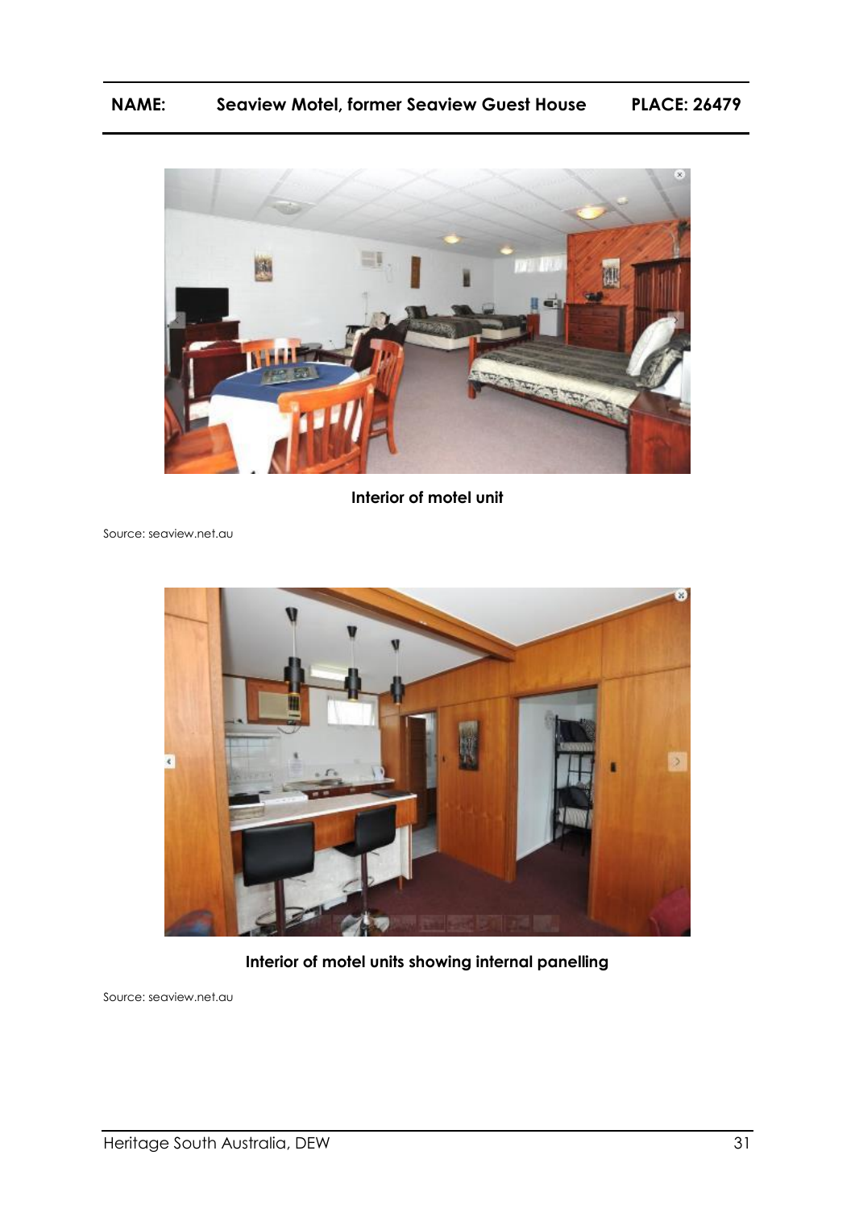Interior of motel unit

Source: seaview.net.au

Interior of motel units showing internal panelling

Source: seaview.net.au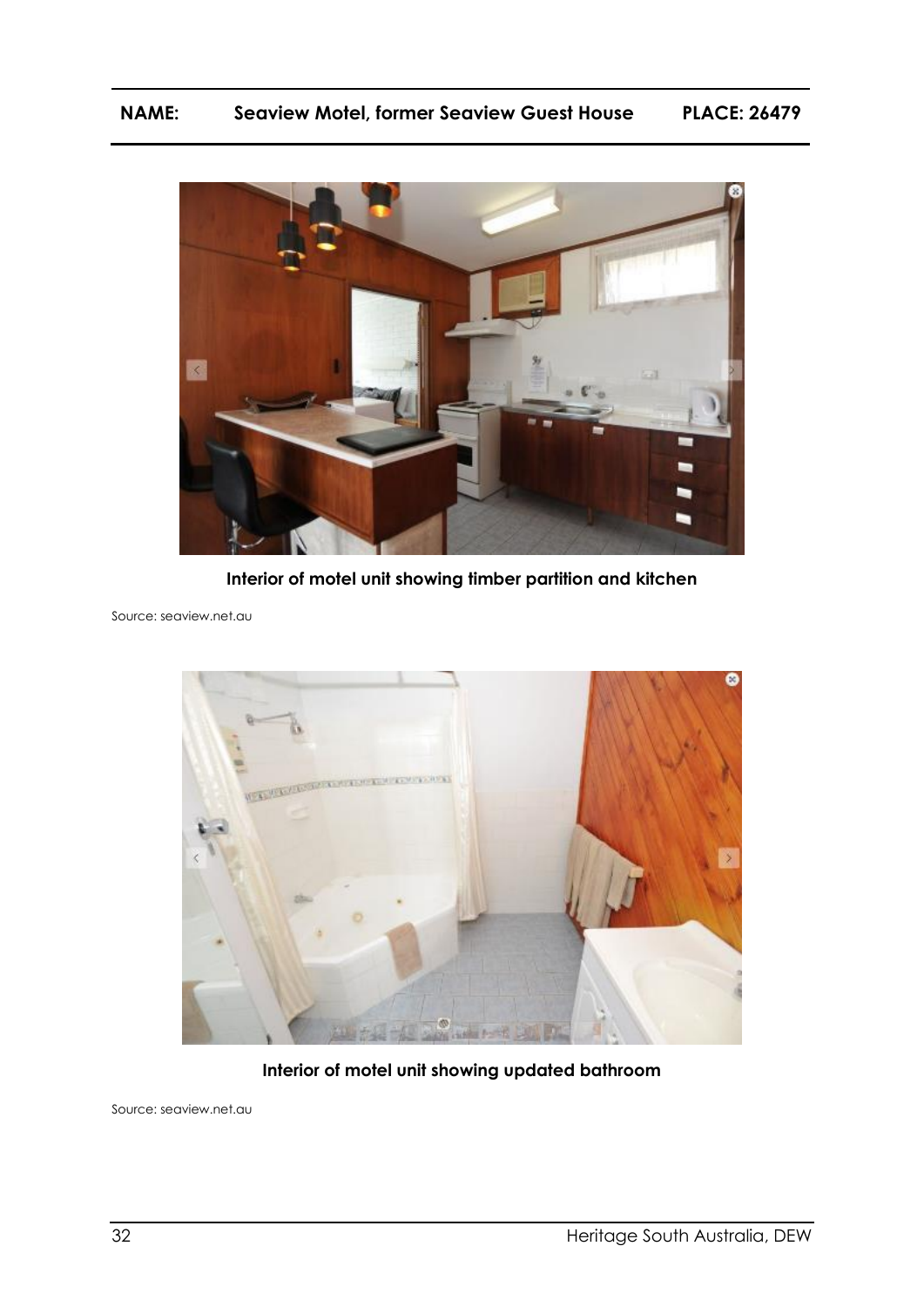Interior of motel unit showing timber partition and kitchen

Source: seaview.net.au

Interior of motel unit showing updated bathroom

Source: seaview.net.au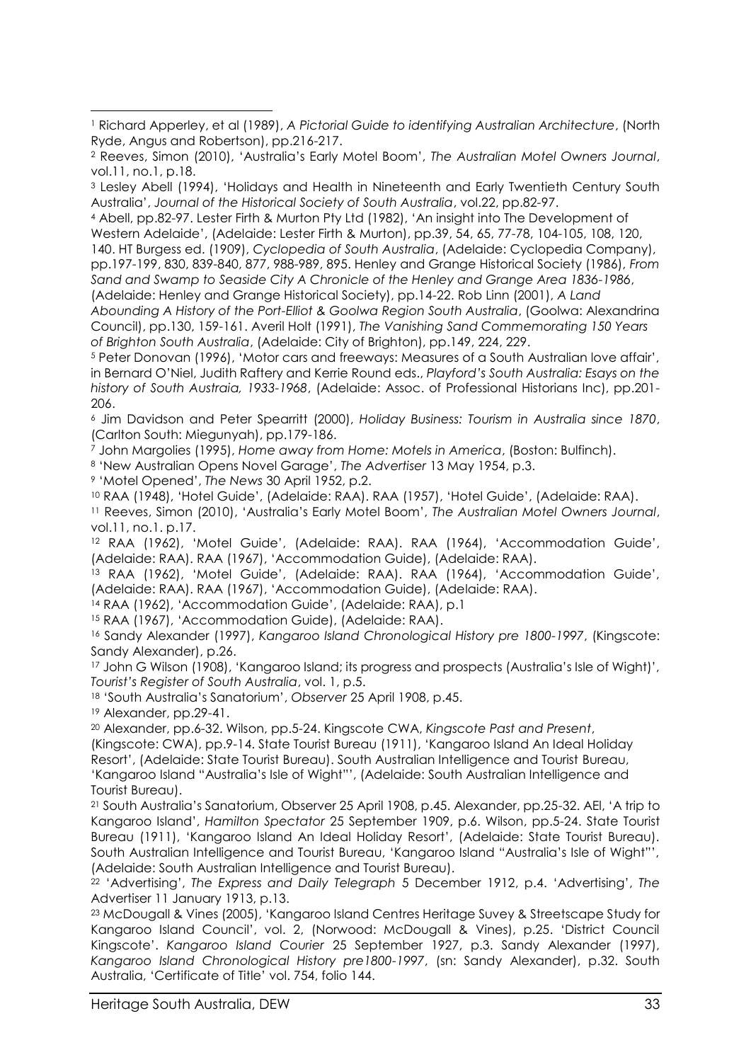[1] Richard Apperley, et al (1989), *A Pictorial Guide to identifying Australian Architecture*, (North Ryde, Angus and Robertson), pp.216-217.

[2] Reeves, Simon (2010), 'Australia's Early Motel Boom', *The Australian Motel Owners Journal*, vol.11, no.1, p.18.

[3] Lesley Abell (1994), 'Holidays and Health in Nineteenth and Early Twentieth Century South Australia', *Journal of the Historical Society of South Australia*, vol.22, pp.82-97.

[4] Abell, pp.82-97. Lester Firth & Murton Pty Ltd (1982), 'An insight into The Development of Western Adelaide', (Adelaide: Lester Firth & Murton), pp.39, 54, 65, 77-78, 104-105, 108, 120, 140. HT Burgess ed. (1909), *Cyclopedia of South Australia*, (Adelaide: Cyclopedia Company), pp.197-199, 830, 839-840, 877, 988-989, 895. Henley and Grange Historical Society (1986), *From Sand and Swamp to Seaside City A Chronicle of the Henley and Grange Area 1836-1986*, (Adelaide: Henley and Grange Historical Society), pp.14-22. Rob Linn (2001), *A Land Abounding A History of the Port-Elliot & Goolwa Region South Australia*, (Goolwa: Alexandrina Council), pp.130, 159-161. Averil Holt (1991), *The Vanishing Sand Commemorating 150 Years of Brighton South Australia*, (Adelaide: City of Brighton), pp.149, 224, 229.

[5] Peter Donovan (1996), 'Motor cars and freeways: Measures of a South Australian love affair', in Bernard O'Niel, Judith Raftery and Kerrie Round eds., *Playford's South Australia: Esays on the history of South Austraia, 1933-1968*, (Adelaide: Assoc. of Professional Historians Inc), pp.201-206.

[6] Jim Davidson and Peter Spearritt (2000), *Holiday Business: Tourism in Australia since 1870*, (Carlton South: Miegunyah), pp.179-186.

[7] John Margolies (1995), *Home away from Home: Motels in America*, (Boston: Bulfinch).

[8] 'New Australian Opens Novel Garage', *The Advertiser* 13 May 1954, p.3.

[9] 'Motel Opened', *The News* 30 April 1952, p.2.

[10] RAA (1948), 'Hotel Guide', (Adelaide: RAA). RAA (1957), 'Hotel Guide', (Adelaide: RAA).

[11] Reeves, Simon (2010), 'Australia's Early Motel Boom', *The Australian Motel Owners Journal*, vol.11, no.1. p.17.

[12] RAA (1962), 'Motel Guide', (Adelaide: RAA). RAA (1964), 'Accommodation Guide', (Adelaide: RAA). RAA (1967), 'Accommodation Guide), (Adelaide: RAA).

[13] RAA (1962), 'Motel Guide', (Adelaide: RAA). RAA (1964), 'Accommodation Guide', (Adelaide: RAA). RAA (1967), 'Accommodation Guide), (Adelaide: RAA).

[14] RAA (1962), 'Accommodation Guide', (Adelaide: RAA), p.1

[15] RAA (1967), 'Accommodation Guide), (Adelaide: RAA).

[16] Sandy Alexander (1997), *Kangaroo Island Chronological History pre 1800-1997*, (Kingscote: Sandy Alexander), p.26.

[17] John G Wilson (1908), 'Kangaroo Island; its progress and prospects (Australia's Isle of Wight)', *Tourist's Register of South Australia*, vol. 1, p.5.

[18] 'South Australia's Sanatorium', *Observer* 25 April 1908, p.45.

[19] Alexander, pp.29-41.

[20] Alexander, pp.6-32. Wilson, pp.5-24. Kingscote CWA, *Kingscote Past and Present*, (Kingscote: CWA), pp.9-14. State Tourist Bureau (1911), 'Kangaroo Island An Ideal Holiday Resort', (Adelaide: State Tourist Bureau). South Australian Intelligence and Tourist Bureau, 'Kangaroo Island "Australia's Isle of Wight"', (Adelaide: South Australian Intelligence and Tourist Bureau).

[21] South Australia's Sanatorium, Observer 25 April 1908, p.45. Alexander, pp.25-32. AEI, 'A trip to Kangaroo Island', *Hamilton Spectator* 25 September 1909, p.6. Wilson, pp.5-24. State Tourist Bureau (1911), 'Kangaroo Island An Ideal Holiday Resort', (Adelaide: State Tourist Bureau). South Australian Intelligence and Tourist Bureau, 'Kangaroo Island "Australia's Isle of Wight"', (Adelaide: South Australian Intelligence and Tourist Bureau).

[22] 'Advertising', *The Express and Daily Telegraph* 5 December 1912, p.4. 'Advertising', *The* Advertiser 11 January 1913, p.13.

[23] McDougall & Vines (2005), 'Kangaroo Island Centres Heritage Suvey & Streetscape Study for Kangaroo Island Council', vol. 2, (Norwood: McDougall & Vines), p.25. 'District Council Kingscote'. *Kangaroo Island Courier* 25 September 1927, p.3. Sandy Alexander (1997), *Kangaroo Island Chronological History pre1800-1997*, (sn: Sandy Alexander), p.32. South Australia, 'Certificate of Title' vol. 754, folio 144.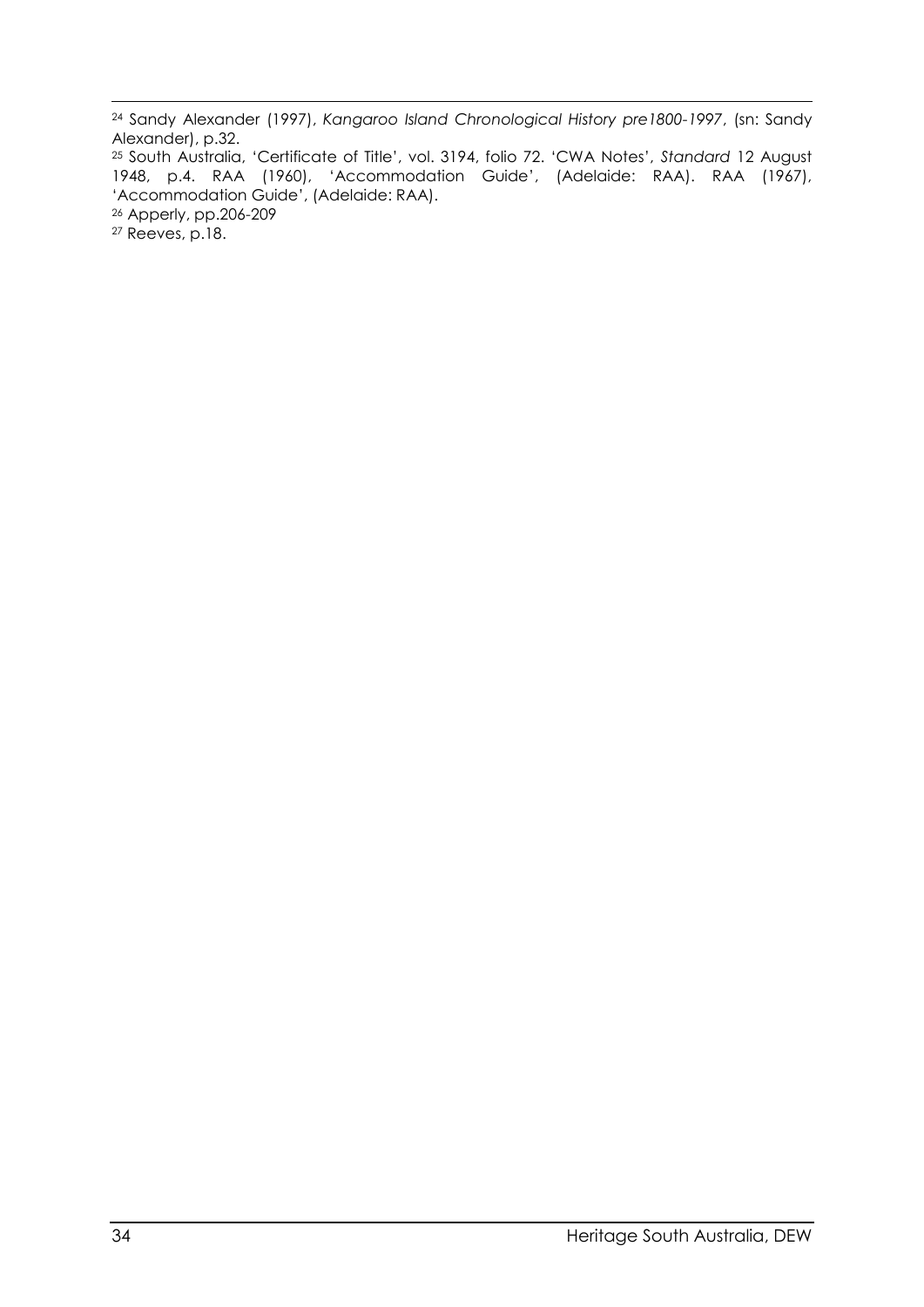[24] Sandy Alexander (1997), *Kangaroo Island Chronological History pre1800-1997*, (sn: Sandy Alexander), p.32.

[25] South Australia, 'Certificate of Title', vol. 3194, folio 72. 'CWA Notes', *Standard* 12 August 1948, p.4. RAA (1960), 'Accommodation Guide', (Adelaide: RAA). RAA (1967), 'Accommodation Guide', (Adelaide: RAA).

[26] Apperly, pp.206-209

[27] Reeves, p.18.